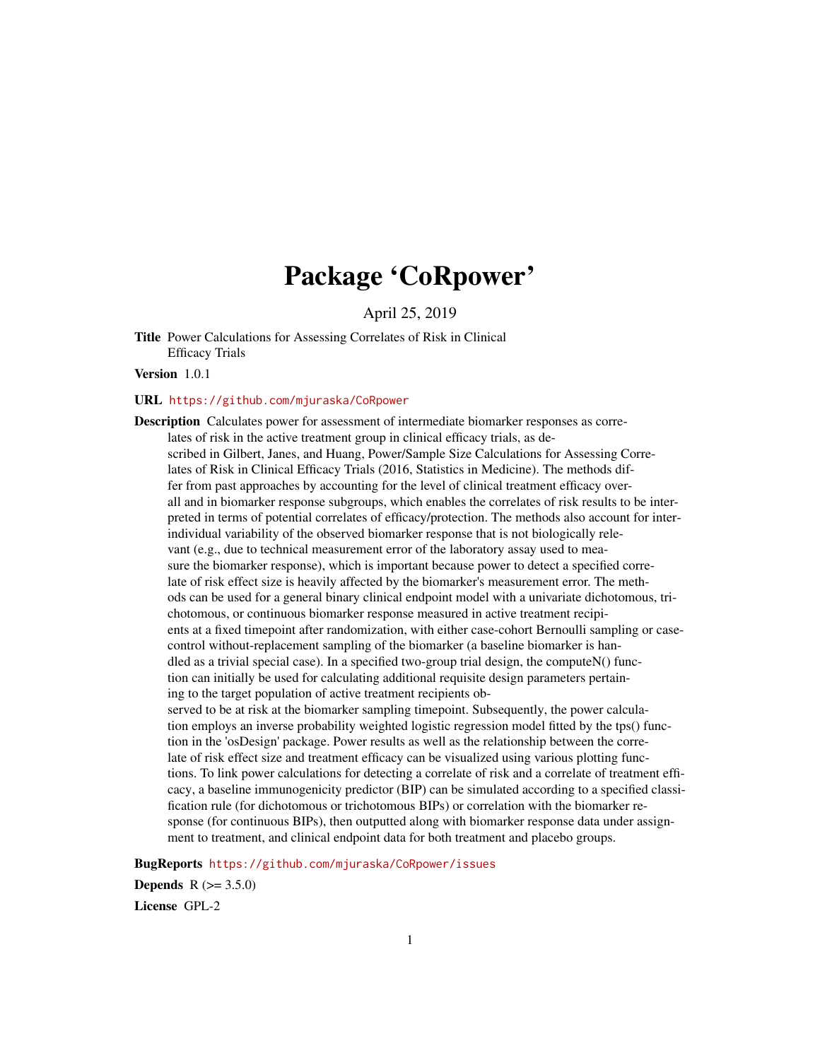# Package 'CoRpower'

April 25, 2019

**Title** Power Calculations for Assessing Correlates of Risk in Clinical Efficacy Trials

**Version** 1.0.1

**URL** https://github.com/mjuraska/CoRpower

**Description** Calculates power for assessment of intermediate biomarker responses as correlates of risk in the active treatment group in clinical efficacy trials, as described in Gilbert, Janes, and Huang, Power/Sample Size Calculations for Assessing Correlates of Risk in Clinical Efficacy Trials (2016, Statistics in Medicine). The methods differ from past approaches by accounting for the level of clinical treatment efficacy overall and in biomarker response subgroups, which enables the correlates of risk results to be interpreted in terms of potential correlates of efficacy/protection. The methods also account for inter-individual variability of the observed biomarker response that is not biologically relevant (e.g., due to technical measurement error of the laboratory assay used to measure the biomarker response), which is important because power to detect a specified correlate of risk effect size is heavily affected by the biomarker's measurement error. The methods can be used for a general binary clinical endpoint model with a univariate dichotomous, trichotomous, or continuous biomarker response measured in active treatment recipients at a fixed timepoint after randomization, with either case-cohort Bernoulli sampling or case-control without-replacement sampling of the biomarker (a baseline biomarker is handled as a trivial special case). In a specified two-group trial design, the computeN() function can initially be used for calculating additional requisite design parameters pertaining to the target population of active treatment recipients observed to be at risk at the biomarker sampling timepoint. Subsequently, the power calculation employs an inverse probability weighted logistic regression model fitted by the tps() function in the 'osDesign' package. Power results as well as the relationship between the correlate of risk effect size and treatment efficacy can be visualized using various plotting functions. To link power calculations for detecting a correlate of risk and a correlate of treatment efficacy, a baseline immunogenicity predictor (BIP) can be simulated according to a specified classification rule (for dichotomous or trichotomous BIPs) or correlation with the biomarker response (for continuous BIPs), then outputted along with biomarker response data under assignment to treatment, and clinical endpoint data for both treatment and placebo groups.

**BugReports** https://github.com/mjuraska/CoRpower/issues

**Depends** R (>= 3.5.0)

**License** GPL-2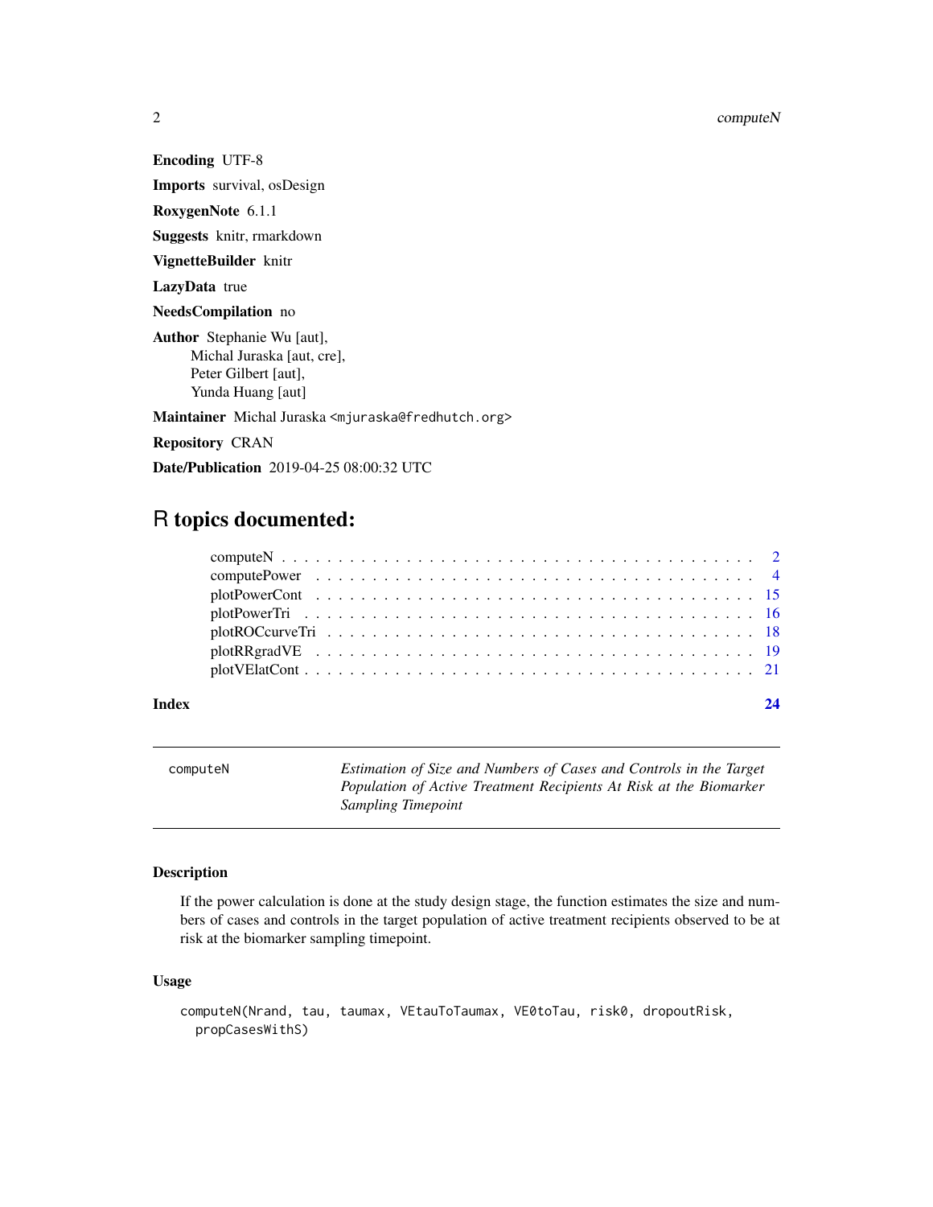**Encoding** UTF-8

**Imports** survival, osDesign

**RoxygenNote** 6.1.1

**Suggests** knitr, rmarkdown

**VignetteBuilder** knitr

**LazyData** true

**NeedsCompilation** no

**Author** Stephanie Wu [aut],
Michal Juraska [aut, cre],
Peter Gilbert [aut],
Yunda Huang [aut]

**Maintainer** Michal Juraska <mjuraska@fredhutch.org>

**Repository** CRAN

**Date/Publication** 2019-04-25 08:00:32 UTC

# R topics documented:

- computeN . . . . . . . . . . . . . . . . . . . . . . . . . . . . . . . . . . . . . . . 2
- computePower . . . . . . . . . . . . . . . . . . . . . . . . . . . . . . . . . . . . . 4
- plotPowerCont . . . . . . . . . . . . . . . . . . . . . . . . . . . . . . . . . . . . . 15
- plotPowerTri . . . . . . . . . . . . . . . . . . . . . . . . . . . . . . . . . . . . . . 16
- plotROCcurveTri . . . . . . . . . . . . . . . . . . . . . . . . . . . . . . . . . . . . 18
- plotRRgradVE . . . . . . . . . . . . . . . . . . . . . . . . . . . . . . . . . . . . . 19
- plotVElatCont . . . . . . . . . . . . . . . . . . . . . . . . . . . . . . . . . . . . . 21

**Index** 24

---

## computeN — *Estimation of Size and Numbers of Cases and Controls in the Target Population of Active Treatment Recipients At Risk at the Biomarker Sampling Timepoint*

---

### Description

If the power calculation is done at the study design stage, the function estimates the size and numbers of cases and controls in the target population of active treatment recipients observed to be at risk at the biomarker sampling timepoint.

### Usage

```
computeN(Nrand, tau, taumax, VEtauToTaumax, VE0toTau, risk0, dropoutRisk,
  propCasesWithS)
```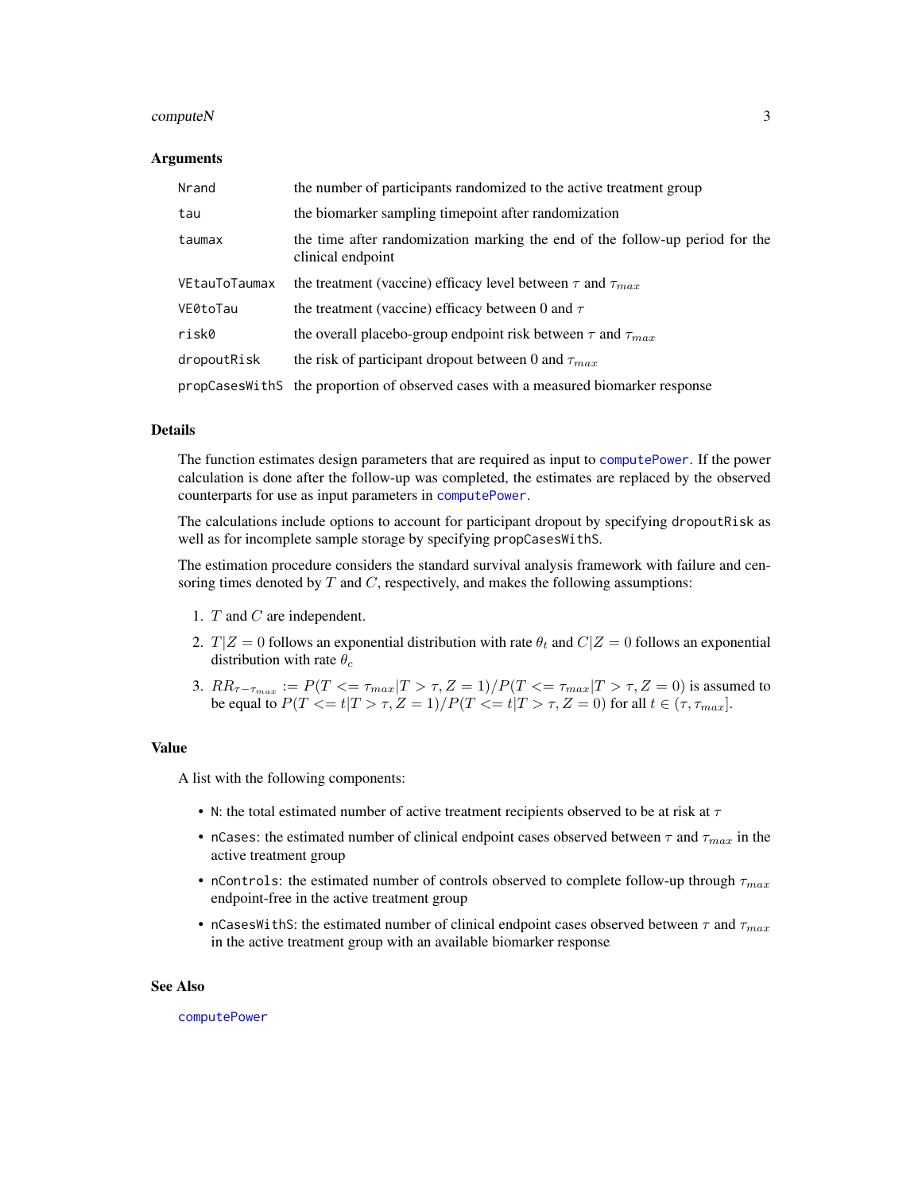### Arguments

| | |
|---|---|
| `Nrand` | the number of participants randomized to the active treatment group |
| `tau` | the biomarker sampling timepoint after randomization |
| `taumax` | the time after randomization marking the end of the follow-up period for the clinical endpoint |
| `VEtauToTaumax` | the treatment (vaccine) efficacy level between $\tau$ and $\tau_{max}$ |
| `VE0toTau` | the treatment (vaccine) efficacy between 0 and $\tau$ |
| `risk0` | the overall placebo-group endpoint risk between $\tau$ and $\tau_{max}$ |
| `dropoutRisk` | the risk of participant dropout between 0 and $\tau_{max}$ |
| `propCasesWithS` | the proportion of observed cases with a measured biomarker response |

### Details

The function estimates design parameters that are required as input to `computePower`. If the power calculation is done after the follow-up was completed, the estimates are replaced by the observed counterparts for use as input parameters in `computePower`.

The calculations include options to account for participant dropout by specifying `dropoutRisk` as well as for incomplete sample storage by specifying `propCasesWithS`.

The estimation procedure considers the standard survival analysis framework with failure and censoring times denoted by $T$ and $C$, respectively, and makes the following assumptions:

1. $T$ and $C$ are independent.
2. $T|Z=0$ follows an exponential distribution with rate $\theta_t$ and $C|Z=0$ follows an exponential distribution with rate $\theta_c$
3. $RR_{\tau-\tau_{max}} := P(T <= \tau_{max}|T > \tau, Z = 1)/P(T <= \tau_{max}|T > \tau, Z = 0)$ is assumed to be equal to $P(T <= t|T > \tau, Z = 1)/P(T <= t|T > \tau, Z = 0)$ for all $t \in (\tau, \tau_{max}]$.

### Value

A list with the following components:

- `N`: the total estimated number of active treatment recipients observed to be at risk at $\tau$
- `nCases`: the estimated number of clinical endpoint cases observed between $\tau$ and $\tau_{max}$ in the active treatment group
- `nControls`: the estimated number of controls observed to complete follow-up through $\tau_{max}$ endpoint-free in the active treatment group
- `nCasesWithS`: the estimated number of clinical endpoint cases observed between $\tau$ and $\tau_{max}$ in the active treatment group with an available biomarker response

### See Also

`computePower`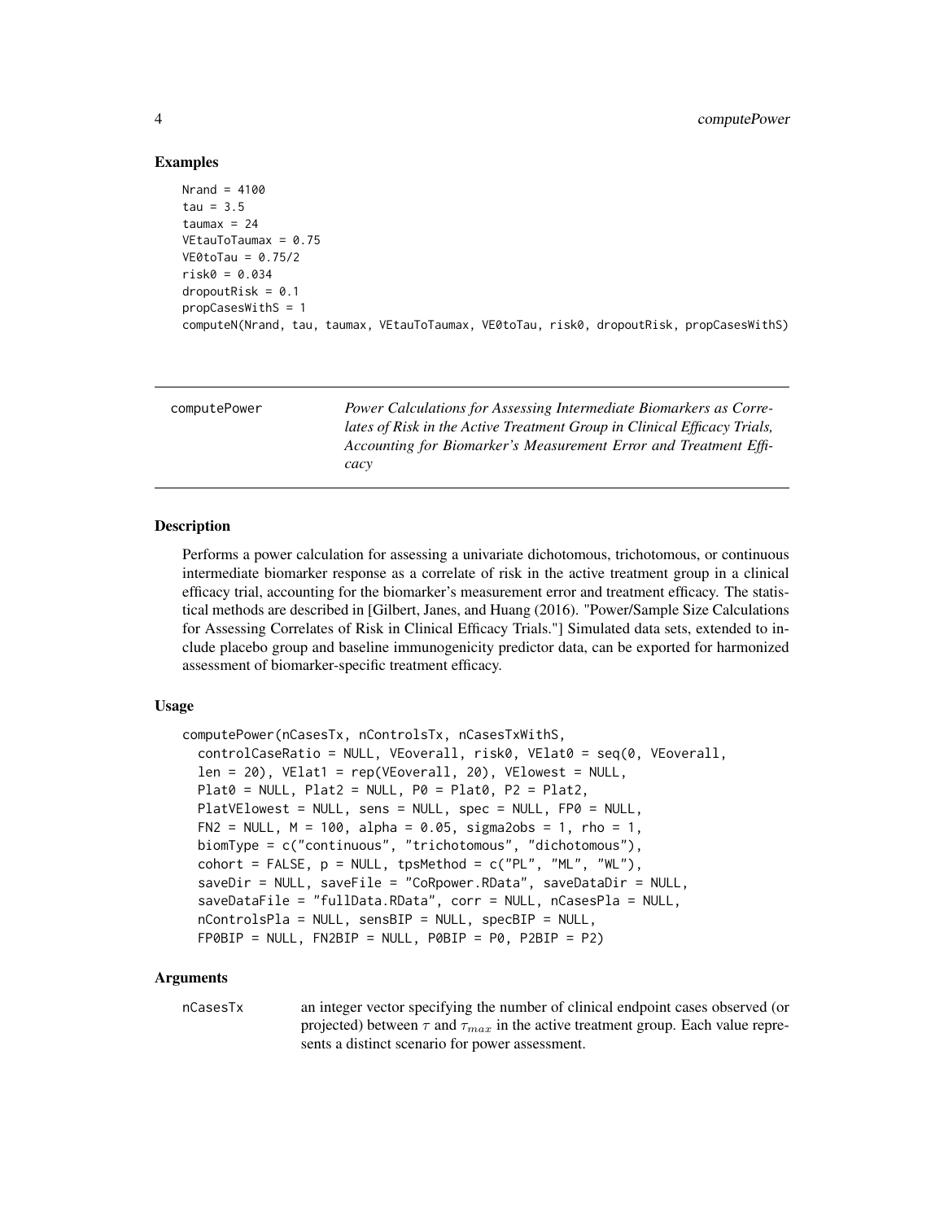### Examples

```
Nrand = 4100
tau = 3.5
taumax = 24
VEtauToTaumax = 0.75
VE0toTau = 0.75/2
risk0 = 0.034
dropoutRisk = 0.1
propCasesWithS = 1
computeN(Nrand, tau, taumax, VEtauToTaumax, VE0toTau, risk0, dropoutRisk, propCasesWithS)
```

---

## computePower

*Power Calculations for Assessing Intermediate Biomarkers as Correlates of Risk in the Active Treatment Group in Clinical Efficacy Trials, Accounting for Biomarker's Measurement Error and Treatment Efficacy*

---

### Description

Performs a power calculation for assessing a univariate dichotomous, trichotomous, or continuous intermediate biomarker response as a correlate of risk in the active treatment group in a clinical efficacy trial, accounting for the biomarker's measurement error and treatment efficacy. The statistical methods are described in [Gilbert, Janes, and Huang (2016). "Power/Sample Size Calculations for Assessing Correlates of Risk in Clinical Efficacy Trials."] Simulated data sets, extended to include placebo group and baseline immunogenicity predictor data, can be exported for harmonized assessment of biomarker-specific treatment efficacy.

### Usage

```
computePower(nCasesTx, nControlsTx, nCasesTxWithS,
  controlCaseRatio = NULL, VEoverall, risk0, VElat0 = seq(0, VEoverall,
  len = 20), VElat1 = rep(VEoverall, 20), VElowest = NULL,
  Plat0 = NULL, Plat2 = NULL, P0 = Plat0, P2 = Plat2,
  PlatVElowest = NULL, sens = NULL, spec = NULL, FP0 = NULL,
  FN2 = NULL, M = 100, alpha = 0.05, sigma2obs = 1, rho = 1,
  biomType = c("continuous", "trichotomous", "dichotomous"),
  cohort = FALSE, p = NULL, tpsMethod = c("PL", "ML", "WL"),
  saveDir = NULL, saveFile = "CoRpower.RData", saveDataDir = NULL,
  saveDataFile = "fullData.RData", corr = NULL, nCasesPla = NULL,
  nControlsPla = NULL, sensBIP = NULL, specBIP = NULL,
  FP0BIP = NULL, FN2BIP = NULL, P0BIP = P0, P2BIP = P2)
```

### Arguments

`nCasesTx` an integer vector specifying the number of clinical endpoint cases observed (or projected) between $\tau$ and $\tau_{max}$ in the active treatment group. Each value represents a distinct scenario for power assessment.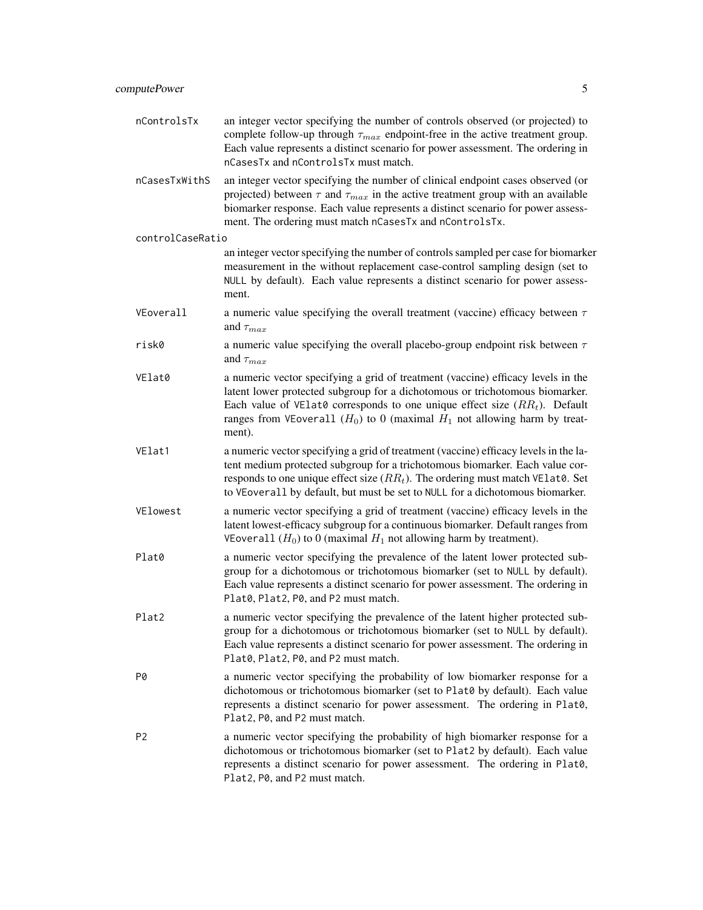**nControlsTx**
: an integer vector specifying the number of controls observed (or projected) to complete follow-up through $\tau_{max}$ endpoint-free in the active treatment group. Each value represents a distinct scenario for power assessment. The ordering in nCasesTx and nControlsTx must match.

**nCasesTxWithS**
: an integer vector specifying the number of clinical endpoint cases observed (or projected) between $\tau$ and $\tau_{max}$ in the active treatment group with an available biomarker response. Each value represents a distinct scenario for power assessment. The ordering must match nCasesTx and nControlsTx.

**controlCaseRatio**
: an integer vector specifying the number of controls sampled per case for biomarker measurement in the without replacement case-control sampling design (set to NULL by default). Each value represents a distinct scenario for power assessment.

**VEoverall**
: a numeric value specifying the overall treatment (vaccine) efficacy between $\tau$ and $\tau_{max}$

**risk0**
: a numeric value specifying the overall placebo-group endpoint risk between $\tau$ and $\tau_{max}$

**VElat0**
: a numeric vector specifying a grid of treatment (vaccine) efficacy levels in the latent lower protected subgroup for a dichotomous or trichotomous biomarker. Each value of VElat0 corresponds to one unique effect size ($RR_t$). Default ranges from VEoverall ($H_0$) to 0 (maximal $H_1$ not allowing harm by treatment).

**VElat1**
: a numeric vector specifying a grid of treatment (vaccine) efficacy levels in the latent medium protected subgroup for a trichotomous biomarker. Each value corresponds to one unique effect size ($RR_t$). The ordering must match VElat0. Set to VEoverall by default, but must be set to NULL for a dichotomous biomarker.

**VElowest**
: a numeric vector specifying a grid of treatment (vaccine) efficacy levels in the latent lowest-efficacy subgroup for a continuous biomarker. Default ranges from VEoverall ($H_0$) to 0 (maximal $H_1$ not allowing harm by treatment).

**Plat0**
: a numeric vector specifying the prevalence of the latent lower protected subgroup for a dichotomous or trichotomous biomarker (set to NULL by default). Each value represents a distinct scenario for power assessment. The ordering in Plat0, Plat2, P0, and P2 must match.

**Plat2**
: a numeric vector specifying the prevalence of the latent higher protected subgroup for a dichotomous or trichotomous biomarker (set to NULL by default). Each value represents a distinct scenario for power assessment. The ordering in Plat0, Plat2, P0, and P2 must match.

**P0**
: a numeric vector specifying the probability of low biomarker response for a dichotomous or trichotomous biomarker (set to Plat0 by default). Each value represents a distinct scenario for power assessment. The ordering in Plat0, Plat2, P0, and P2 must match.

**P2**
: a numeric vector specifying the probability of high biomarker response for a dichotomous or trichotomous biomarker (set to Plat2 by default). Each value represents a distinct scenario for power assessment. The ordering in Plat0, Plat2, P0, and P2 must match.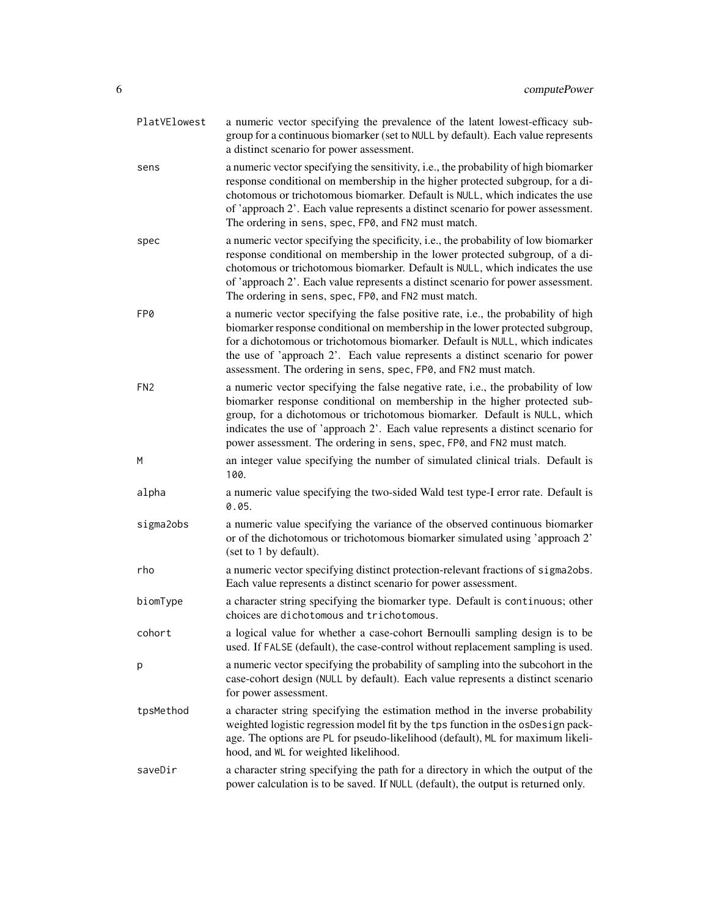| | |
|---|---|
| PlatVElowest | a numeric vector specifying the prevalence of the latent lowest-efficacy subgroup for a continuous biomarker (set to NULL by default). Each value represents a distinct scenario for power assessment. |
| sens | a numeric vector specifying the sensitivity, i.e., the probability of high biomarker response conditional on membership in the higher protected subgroup, for a dichotomous or trichotomous biomarker. Default is NULL, which indicates the use of 'approach 2'. Each value represents a distinct scenario for power assessment. The ordering in sens, spec, FP0, and FN2 must match. |
| spec | a numeric vector specifying the specificity, i.e., the probability of low biomarker response conditional on membership in the lower protected subgroup, of a dichotomous or trichotomous biomarker. Default is NULL, which indicates the use of 'approach 2'. Each value represents a distinct scenario for power assessment. The ordering in sens, spec, FP0, and FN2 must match. |
| FP0 | a numeric vector specifying the false positive rate, i.e., the probability of high biomarker response conditional on membership in the lower protected subgroup, for a dichotomous or trichotomous biomarker. Default is NULL, which indicates the use of 'approach 2'. Each value represents a distinct scenario for power assessment. The ordering in sens, spec, FP0, and FN2 must match. |
| FN2 | a numeric vector specifying the false negative rate, i.e., the probability of low biomarker response conditional on membership in the higher protected subgroup, for a dichotomous or trichotomous biomarker. Default is NULL, which indicates the use of 'approach 2'. Each value represents a distinct scenario for power assessment. The ordering in sens, spec, FP0, and FN2 must match. |
| M | an integer value specifying the number of simulated clinical trials. Default is 100. |
| alpha | a numeric value specifying the two-sided Wald test type-I error rate. Default is 0.05. |
| sigma2obs | a numeric value specifying the variance of the observed continuous biomarker or of the dichotomous or trichotomous biomarker simulated using 'approach 2' (set to 1 by default). |
| rho | a numeric vector specifying distinct protection-relevant fractions of sigma2obs. Each value represents a distinct scenario for power assessment. |
| biomType | a character string specifying the biomarker type. Default is continuous; other choices are dichotomous and trichotomous. |
| cohort | a logical value for whether a case-cohort Bernoulli sampling design is to be used. If FALSE (default), the case-control without replacement sampling is used. |
| p | a numeric vector specifying the probability of sampling into the subcohort in the case-cohort design (NULL by default). Each value represents a distinct scenario for power assessment. |
| tpsMethod | a character string specifying the estimation method in the inverse probability weighted logistic regression model fit by the tps function in the osDesign package. The options are PL for pseudo-likelihood (default), ML for maximum likelihood, and WL for weighted likelihood. |
| saveDir | a character string specifying the path for a directory in which the output of the power calculation is to be saved. If NULL (default), the output is returned only. |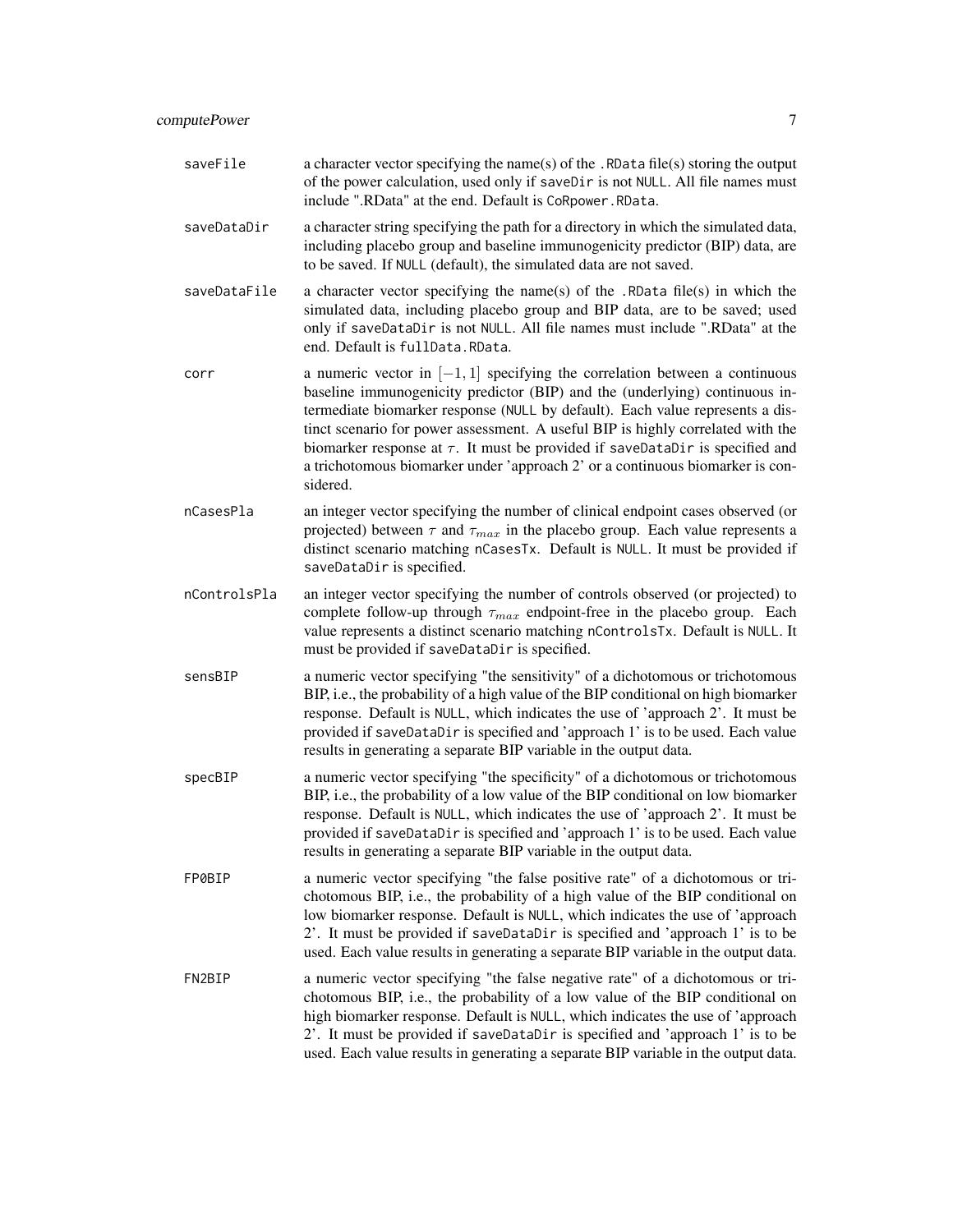**saveFile**
: a character vector specifying the name(s) of the `.RData` file(s) storing the output of the power calculation, used only if `saveDir` is not `NULL`. All file names must include ".RData" at the end. Default is `CoRpower.RData`.

**saveDataDir**
: a character string specifying the path for a directory in which the simulated data, including placebo group and baseline immunogenicity predictor (BIP) data, are to be saved. If `NULL` (default), the simulated data are not saved.

**saveDataFile**
: a character vector specifying the name(s) of the `.RData` file(s) in which the simulated data, including placebo group and BIP data, are to be saved; used only if `saveDataDir` is not `NULL`. All file names must include ".RData" at the end. Default is `fullData.RData`.

**corr**
: a numeric vector in $[-1, 1]$ specifying the correlation between a continuous baseline immunogenicity predictor (BIP) and the (underlying) continuous intermediate biomarker response (`NULL` by default). Each value represents a distinct scenario for power assessment. A useful BIP is highly correlated with the biomarker response at $\tau$. It must be provided if `saveDataDir` is specified and a trichotomous biomarker under 'approach 2' or a continuous biomarker is considered.

**nCasesPla**
: an integer vector specifying the number of clinical endpoint cases observed (or projected) between $\tau$ and $\tau_{max}$ in the placebo group. Each value represents a distinct scenario matching `nCasesTx`. Default is `NULL`. It must be provided if `saveDataDir` is specified.

**nControlsPla**
: an integer vector specifying the number of controls observed (or projected) to complete follow-up through $\tau_{max}$ endpoint-free in the placebo group. Each value represents a distinct scenario matching `nControlsTx`. Default is `NULL`. It must be provided if `saveDataDir` is specified.

**sensBIP**
: a numeric vector specifying "the sensitivity" of a dichotomous or trichotomous BIP, i.e., the probability of a high value of the BIP conditional on high biomarker response. Default is `NULL`, which indicates the use of 'approach 2'. It must be provided if `saveDataDir` is specified and 'approach 1' is to be used. Each value results in generating a separate BIP variable in the output data.

**specBIP**
: a numeric vector specifying "the specificity" of a dichotomous or trichotomous BIP, i.e., the probability of a low value of the BIP conditional on low biomarker response. Default is `NULL`, which indicates the use of 'approach 2'. It must be provided if `saveDataDir` is specified and 'approach 1' is to be used. Each value results in generating a separate BIP variable in the output data.

**FP0BIP**
: a numeric vector specifying "the false positive rate" of a dichotomous or trichotomous BIP, i.e., the probability of a high value of the BIP conditional on low biomarker response. Default is `NULL`, which indicates the use of 'approach 2'. It must be provided if `saveDataDir` is specified and 'approach 1' is to be used. Each value results in generating a separate BIP variable in the output data.

**FN2BIP**
: a numeric vector specifying "the false negative rate" of a dichotomous or trichotomous BIP, i.e., the probability of a low value of the BIP conditional on high biomarker response. Default is `NULL`, which indicates the use of 'approach 2'. It must be provided if `saveDataDir` is specified and 'approach 1' is to be used. Each value results in generating a separate BIP variable in the output data.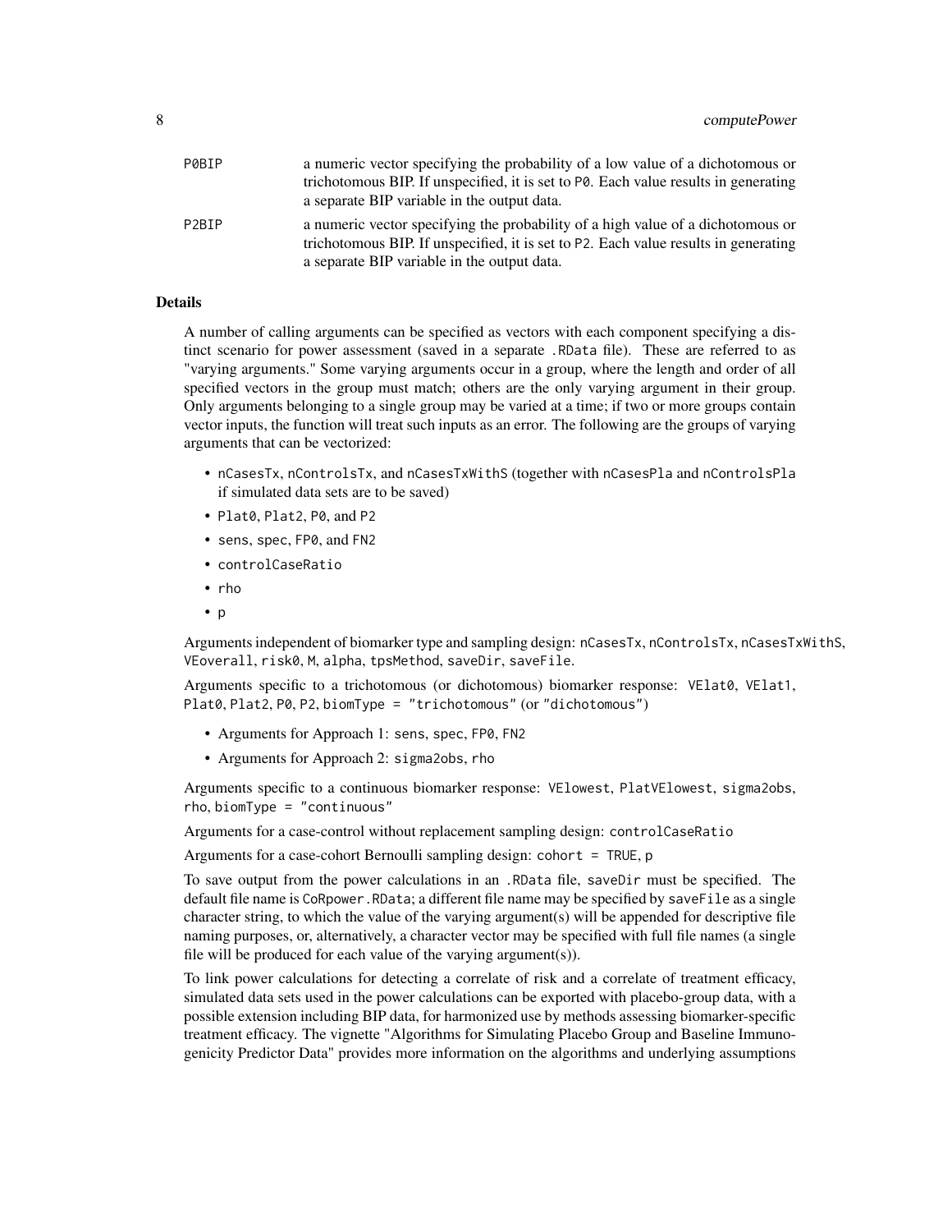| | |
|---|---|
| P0BIP | a numeric vector specifying the probability of a low value of a dichotomous or trichotomous BIP. If unspecified, it is set to P0. Each value results in generating a separate BIP variable in the output data. |
| P2BIP | a numeric vector specifying the probability of a high value of a dichotomous or trichotomous BIP. If unspecified, it is set to P2. Each value results in generating a separate BIP variable in the output data. |

## Details

A number of calling arguments can be specified as vectors with each component specifying a distinct scenario for power assessment (saved in a separate .RData file). These are referred to as "varying arguments." Some varying arguments occur in a group, where the length and order of all specified vectors in the group must match; others are the only varying argument in their group. Only arguments belonging to a single group may be varied at a time; if two or more groups contain vector inputs, the function will treat such inputs as an error. The following are the groups of varying arguments that can be vectorized:

- nCasesTx, nControlsTx, and nCasesTxWithS (together with nCasesPla and nControlsPla if simulated data sets are to be saved)
- Plat0, Plat2, P0, and P2
- sens, spec, FP0, and FN2
- controlCaseRatio
- rho
- p

Arguments independent of biomarker type and sampling design: nCasesTx, nControlsTx, nCasesTxWithS, VEoverall, risk0, M, alpha, tpsMethod, saveDir, saveFile.

Arguments specific to a trichotomous (or dichotomous) biomarker response: VElat0, VElat1, Plat0, Plat2, P0, P2, biomType = "trichotomous" (or "dichotomous")

- Arguments for Approach 1: sens, spec, FP0, FN2
- Arguments for Approach 2: sigma2obs, rho

Arguments specific to a continuous biomarker response: VElowest, PlatVElowest, sigma2obs, rho, biomType = "continuous"

Arguments for a case-control without replacement sampling design: controlCaseRatio

Arguments for a case-cohort Bernoulli sampling design: cohort = TRUE, p

To save output from the power calculations in an .RData file, saveDir must be specified. The default file name is CoRpower.RData; a different file name may be specified by saveFile as a single character string, to which the value of the varying argument(s) will be appended for descriptive file naming purposes, or, alternatively, a character vector may be specified with full file names (a single file will be produced for each value of the varying argument(s)).

To link power calculations for detecting a correlate of risk and a correlate of treatment efficacy, simulated data sets used in the power calculations can be exported with placebo-group data, with a possible extension including BIP data, for harmonized use by methods assessing biomarker-specific treatment efficacy. The vignette "Algorithms for Simulating Placebo Group and Baseline Immunogenicity Predictor Data" provides more information on the algorithms and underlying assumptions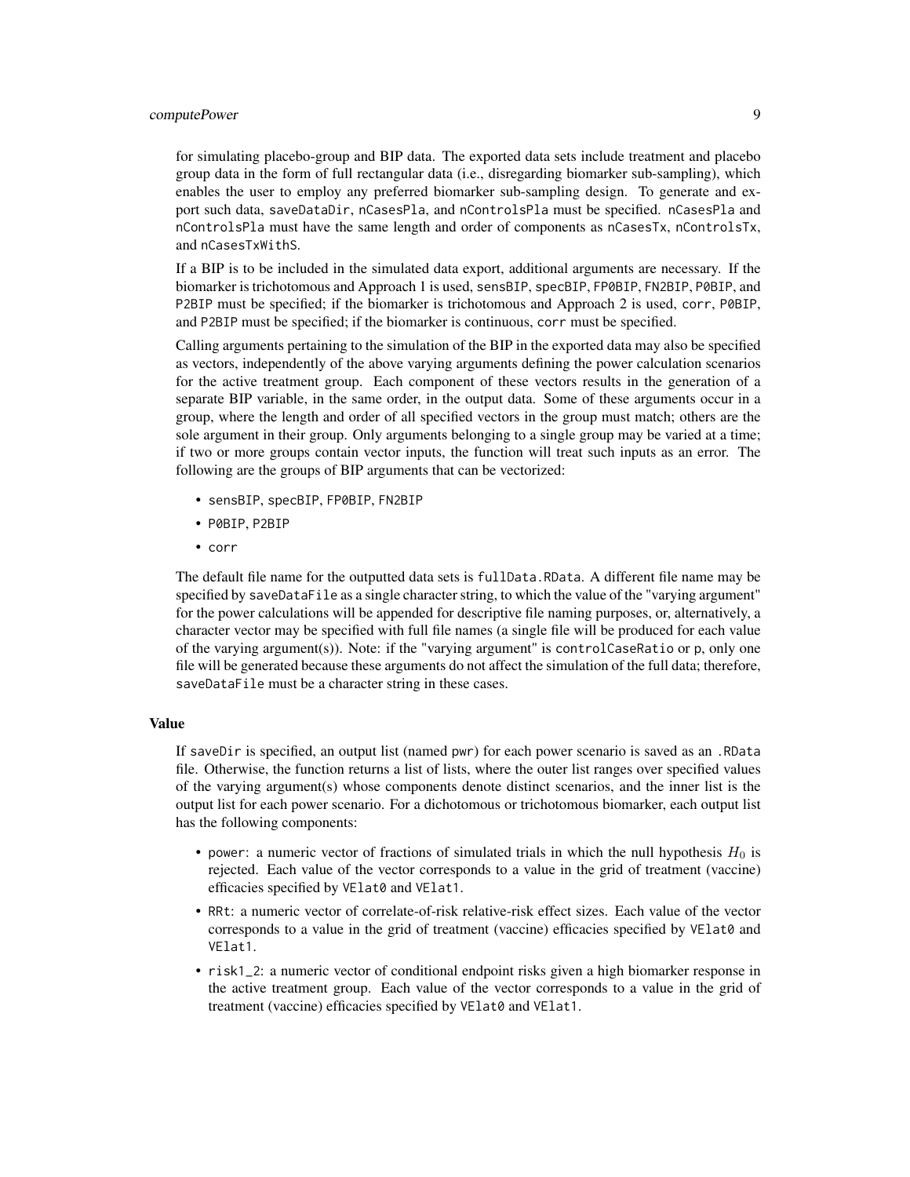for simulating placebo-group and BIP data. The exported data sets include treatment and placebo group data in the form of full rectangular data (i.e., disregarding biomarker sub-sampling), which enables the user to employ any preferred biomarker sub-sampling design. To generate and export such data, saveDataDir, nCasesPla, and nControlsPla must be specified. nCasesPla and nControlsPla must have the same length and order of components as nCasesTx, nControlsTx, and nCasesTxWithS.

If a BIP is to be included in the simulated data export, additional arguments are necessary. If the biomarker is trichotomous and Approach 1 is used, sensBIP, specBIP, FP0BIP, FN2BIP, P0BIP, and P2BIP must be specified; if the biomarker is trichotomous and Approach 2 is used, corr, P0BIP, and P2BIP must be specified; if the biomarker is continuous, corr must be specified.

Calling arguments pertaining to the simulation of the BIP in the exported data may also be specified as vectors, independently of the above varying arguments defining the power calculation scenarios for the active treatment group. Each component of these vectors results in the generation of a separate BIP variable, in the same order, in the output data. Some of these arguments occur in a group, where the length and order of all specified vectors in the group must match; others are the sole argument in their group. Only arguments belonging to a single group may be varied at a time; if two or more groups contain vector inputs, the function will treat such inputs as an error. The following are the groups of BIP arguments that can be vectorized:

- sensBIP, specBIP, FP0BIP, FN2BIP
- P0BIP, P2BIP
- corr

The default file name for the outputted data sets is fullData.RData. A different file name may be specified by saveDataFile as a single character string, to which the value of the "varying argument" for the power calculations will be appended for descriptive file naming purposes, or, alternatively, a character vector may be specified with full file names (a single file will be produced for each value of the varying argument(s)). Note: if the "varying argument" is controlCaseRatio or p, only one file will be generated because these arguments do not affect the simulation of the full data; therefore, saveDataFile must be a character string in these cases.

### Value

If saveDir is specified, an output list (named pwr) for each power scenario is saved as an .RData file. Otherwise, the function returns a list of lists, where the outer list ranges over specified values of the varying argument(s) whose components denote distinct scenarios, and the inner list is the output list for each power scenario. For a dichotomous or trichotomous biomarker, each output list has the following components:

- power: a numeric vector of fractions of simulated trials in which the null hypothesis $H_0$ is rejected. Each value of the vector corresponds to a value in the grid of treatment (vaccine) efficacies specified by VElat0 and VElat1.
- RRt: a numeric vector of correlate-of-risk relative-risk effect sizes. Each value of the vector corresponds to a value in the grid of treatment (vaccine) efficacies specified by VElat0 and VElat1.
- risk1_2: a numeric vector of conditional endpoint risks given a high biomarker response in the active treatment group. Each value of the vector corresponds to a value in the grid of treatment (vaccine) efficacies specified by VElat0 and VElat1.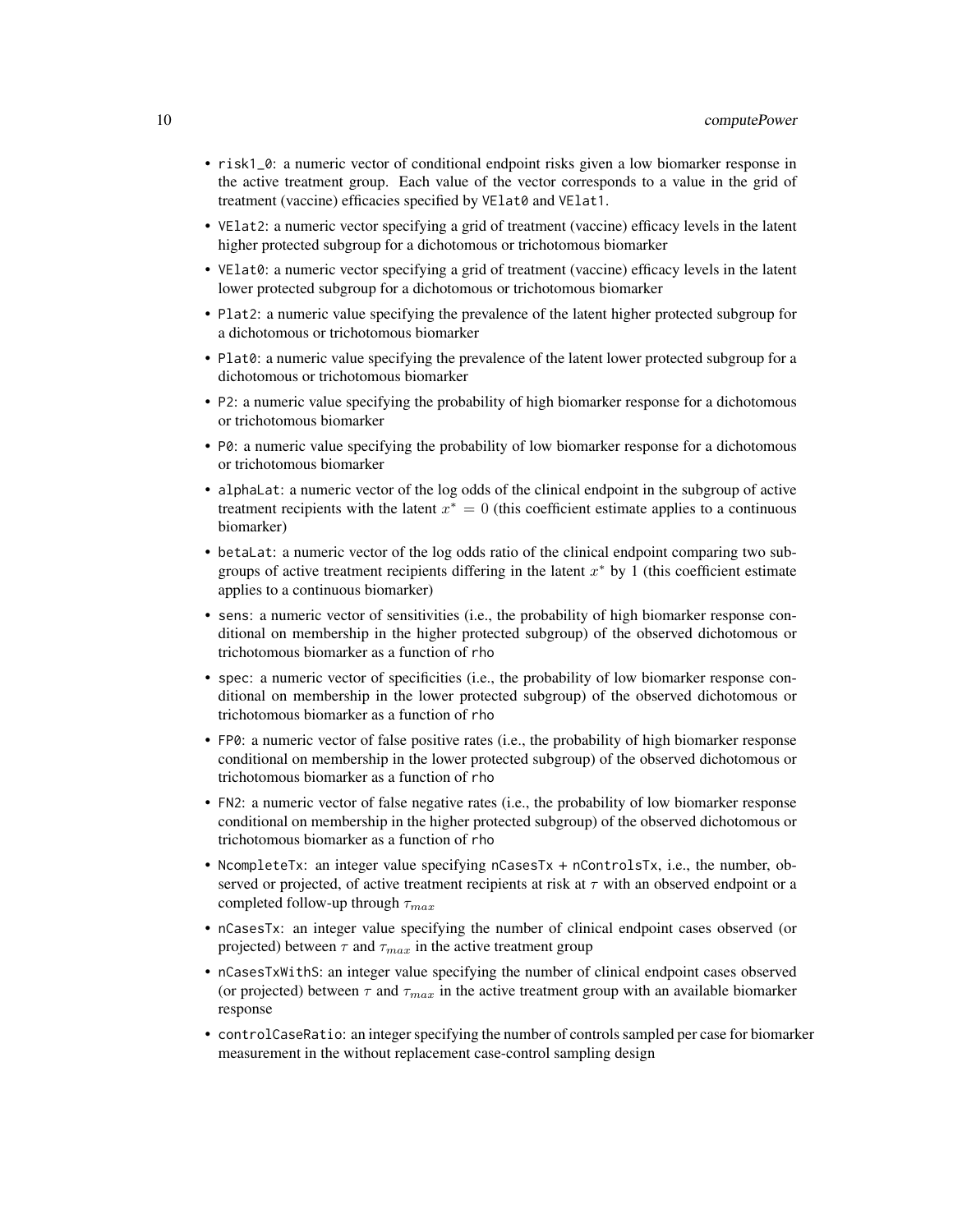- risk1_0: a numeric vector of conditional endpoint risks given a low biomarker response in the active treatment group. Each value of the vector corresponds to a value in the grid of treatment (vaccine) efficacies specified by VElat0 and VElat1.
- VElat2: a numeric vector specifying a grid of treatment (vaccine) efficacy levels in the latent higher protected subgroup for a dichotomous or trichotomous biomarker
- VElat0: a numeric vector specifying a grid of treatment (vaccine) efficacy levels in the latent lower protected subgroup for a dichotomous or trichotomous biomarker
- Plat2: a numeric value specifying the prevalence of the latent higher protected subgroup for a dichotomous or trichotomous biomarker
- Plat0: a numeric value specifying the prevalence of the latent lower protected subgroup for a dichotomous or trichotomous biomarker
- P2: a numeric value specifying the probability of high biomarker response for a dichotomous or trichotomous biomarker
- P0: a numeric value specifying the probability of low biomarker response for a dichotomous or trichotomous biomarker
- alphaLat: a numeric vector of the log odds of the clinical endpoint in the subgroup of active treatment recipients with the latent $x^* = 0$ (this coefficient estimate applies to a continuous biomarker)
- betaLat: a numeric vector of the log odds ratio of the clinical endpoint comparing two subgroups of active treatment recipients differing in the latent $x^*$ by 1 (this coefficient estimate applies to a continuous biomarker)
- sens: a numeric vector of sensitivities (i.e., the probability of high biomarker response conditional on membership in the higher protected subgroup) of the observed dichotomous or trichotomous biomarker as a function of rho
- spec: a numeric vector of specificities (i.e., the probability of low biomarker response conditional on membership in the lower protected subgroup) of the observed dichotomous or trichotomous biomarker as a function of rho
- FP0: a numeric vector of false positive rates (i.e., the probability of high biomarker response conditional on membership in the lower protected subgroup) of the observed dichotomous or trichotomous biomarker as a function of rho
- FN2: a numeric vector of false negative rates (i.e., the probability of low biomarker response conditional on membership in the higher protected subgroup) of the observed dichotomous or trichotomous biomarker as a function of rho
- NcompleteTx: an integer value specifying nCasesTx + nControlsTx, i.e., the number, observed or projected, of active treatment recipients at risk at $\tau$ with an observed endpoint or a completed follow-up through $\tau_{max}$
- nCasesTx: an integer value specifying the number of clinical endpoint cases observed (or projected) between $\tau$ and $\tau_{max}$ in the active treatment group
- nCasesTxWithS: an integer value specifying the number of clinical endpoint cases observed (or projected) between $\tau$ and $\tau_{max}$ in the active treatment group with an available biomarker response
- controlCaseRatio: an integer specifying the number of controls sampled per case for biomarker measurement in the without replacement case-control sampling design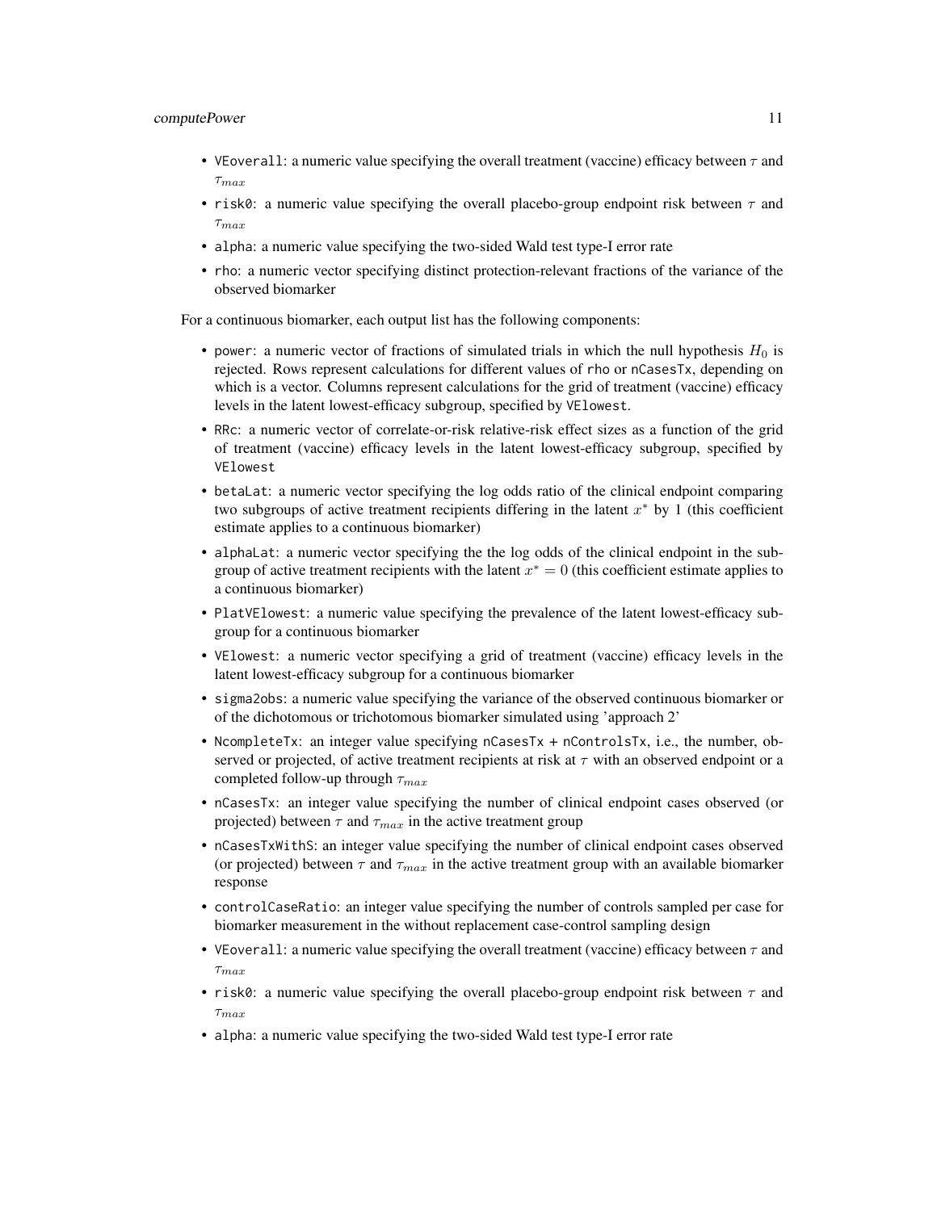- `VEoverall`: a numeric value specifying the overall treatment (vaccine) efficacy between $\tau$ and $\tau_{max}$
- `risk0`: a numeric value specifying the overall placebo-group endpoint risk between $\tau$ and $\tau_{max}$
- `alpha`: a numeric value specifying the two-sided Wald test type-I error rate
- `rho`: a numeric vector specifying distinct protection-relevant fractions of the variance of the observed biomarker

For a continuous biomarker, each output list has the following components:

- `power`: a numeric vector of fractions of simulated trials in which the null hypothesis $H_0$ is rejected. Rows represent calculations for different values of `rho` or `nCasesTx`, depending on which is a vector. Columns represent calculations for the grid of treatment (vaccine) efficacy levels in the latent lowest-efficacy subgroup, specified by `VElowest`.
- `RRc`: a numeric vector of correlate-or-risk relative-risk effect sizes as a function of the grid of treatment (vaccine) efficacy levels in the latent lowest-efficacy subgroup, specified by `VElowest`
- `betaLat`: a numeric vector specifying the log odds ratio of the clinical endpoint comparing two subgroups of active treatment recipients differing in the latent $x^*$ by 1 (this coefficient estimate applies to a continuous biomarker)
- `alphaLat`: a numeric vector specifying the the log odds of the clinical endpoint in the subgroup of active treatment recipients with the latent $x^* = 0$ (this coefficient estimate applies to a continuous biomarker)
- `PlatVElowest`: a numeric value specifying the prevalence of the latent lowest-efficacy subgroup for a continuous biomarker
- `VElowest`: a numeric vector specifying a grid of treatment (vaccine) efficacy levels in the latent lowest-efficacy subgroup for a continuous biomarker
- `sigma2obs`: a numeric value specifying the variance of the observed continuous biomarker or of the dichotomous or trichotomous biomarker simulated using 'approach 2'
- `NcompleteTx`: an integer value specifying `nCasesTx + nControlsTx`, i.e., the number, observed or projected, of active treatment recipients at risk at $\tau$ with an observed endpoint or a completed follow-up through $\tau_{max}$
- `nCasesTx`: an integer value specifying the number of clinical endpoint cases observed (or projected) between $\tau$ and $\tau_{max}$ in the active treatment group
- `nCasesTxWithS`: an integer value specifying the number of clinical endpoint cases observed (or projected) between $\tau$ and $\tau_{max}$ in the active treatment group with an available biomarker response
- `controlCaseRatio`: an integer value specifying the number of controls sampled per case for biomarker measurement in the without replacement case-control sampling design
- `VEoverall`: a numeric value specifying the overall treatment (vaccine) efficacy between $\tau$ and $\tau_{max}$
- `risk0`: a numeric value specifying the overall placebo-group endpoint risk between $\tau$ and $\tau_{max}$
- `alpha`: a numeric value specifying the two-sided Wald test type-I error rate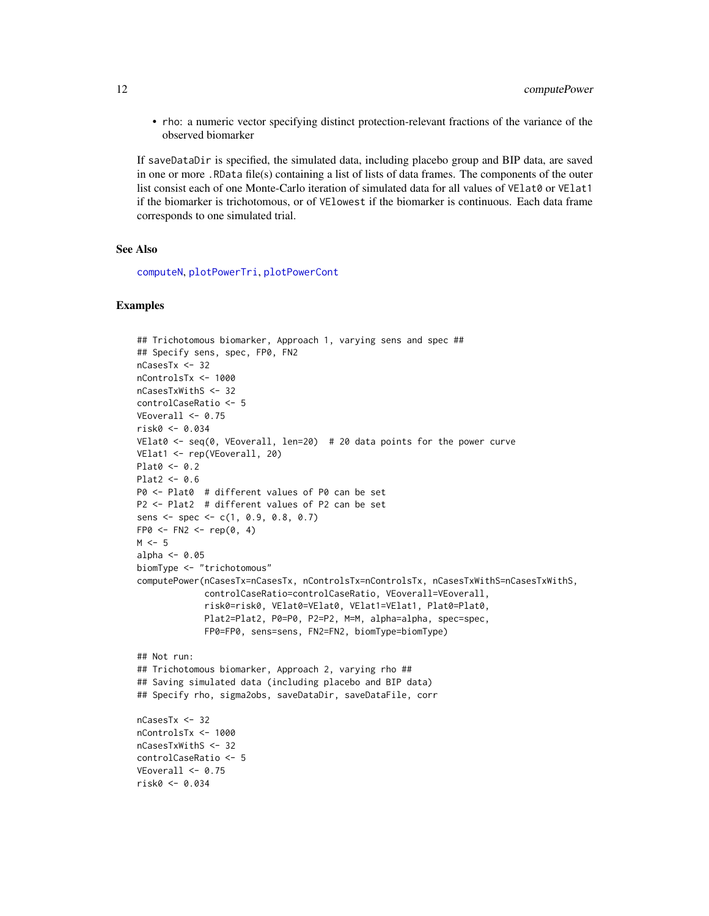- rho: a numeric vector specifying distinct protection-relevant fractions of the variance of the observed biomarker

If saveDataDir is specified, the simulated data, including placebo group and BIP data, are saved in one or more .RData file(s) containing a list of lists of data frames. The components of the outer list consist each of one Monte-Carlo iteration of simulated data for all values of VElat0 or VElat1 if the biomarker is trichotomous, or of VElowest if the biomarker is continuous. Each data frame corresponds to one simulated trial.

## See Also

computeN, plotPowerTri, plotPowerCont

## Examples

```
## Trichotomous biomarker, Approach 1, varying sens and spec ##
## Specify sens, spec, FP0, FN2
nCasesTx <- 32
nControlsTx <- 1000
nCasesTxWithS <- 32
controlCaseRatio <- 5
VEoverall <- 0.75
risk0 <- 0.034
VElat0 <- seq(0, VEoverall, len=20)  # 20 data points for the power curve
VElat1 <- rep(VEoverall, 20)
Plat0 <- 0.2
Plat2 <- 0.6
P0 <- Plat0  # different values of P0 can be set
P2 <- Plat2  # different values of P2 can be set
sens <- spec <- c(1, 0.9, 0.8, 0.7)
FP0 <- FN2 <- rep(0, 4)
M <- 5
alpha <- 0.05
biomType <- "trichotomous"
computePower(nCasesTx=nCasesTx, nControlsTx=nControlsTx, nCasesTxWithS=nCasesTxWithS,
             controlCaseRatio=controlCaseRatio, VEoverall=VEoverall,
             risk0=risk0, VElat0=VElat0, VElat1=VElat1, Plat0=Plat0,
             Plat2=Plat2, P0=P0, P2=P2, M=M, alpha=alpha, spec=spec,
             FP0=FP0, sens=sens, FN2=FN2, biomType=biomType)

## Not run:
## Trichotomous biomarker, Approach 2, varying rho ##
## Saving simulated data (including placebo and BIP data)
## Specify rho, sigma2obs, saveDataDir, saveDataFile, corr

nCasesTx <- 32
nControlsTx <- 1000
nCasesTxWithS <- 32
controlCaseRatio <- 5
VEoverall <- 0.75
risk0 <- 0.034
```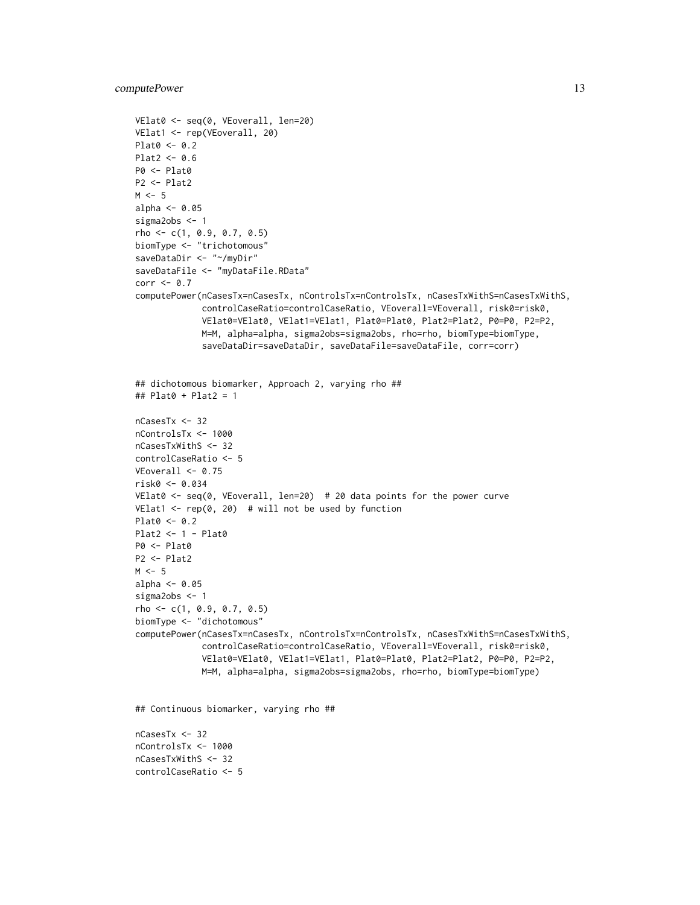```
VElat0 <- seq(0, VEoverall, len=20)
VElat1 <- rep(VEoverall, 20)
Plat0 <- 0.2
Plat2 <- 0.6
P0 <- Plat0
P2 <- Plat2
M <- 5
alpha <- 0.05
sigma2obs <- 1
rho <- c(1, 0.9, 0.7, 0.5)
biomType <- "trichotomous"
saveDataDir <- "~/myDir"
saveDataFile <- "myDataFile.RData"
corr <- 0.7
computePower(nCasesTx=nCasesTx, nControlsTx=nControlsTx, nCasesTxWithS=nCasesTxWithS,
             controlCaseRatio=controlCaseRatio, VEoverall=VEoverall, risk0=risk0,
             VElat0=VElat0, VElat1=VElat1, Plat0=Plat0, Plat2=Plat2, P0=P0, P2=P2,
             M=M, alpha=alpha, sigma2obs=sigma2obs, rho=rho, biomType=biomType,
             saveDataDir=saveDataDir, saveDataFile=saveDataFile, corr=corr)


## dichotomous biomarker, Approach 2, varying rho ##
## Plat0 + Plat2 = 1

nCasesTx <- 32
nControlsTx <- 1000
nCasesTxWithS <- 32
controlCaseRatio <- 5
VEoverall <- 0.75
risk0 <- 0.034
VElat0 <- seq(0, VEoverall, len=20)  # 20 data points for the power curve
VElat1 <- rep(0, 20)  # will not be used by function
Plat0 <- 0.2
Plat2 <- 1 - Plat0
P0 <- Plat0
P2 <- Plat2
M <- 5
alpha <- 0.05
sigma2obs <- 1
rho <- c(1, 0.9, 0.7, 0.5)
biomType <- "dichotomous"
computePower(nCasesTx=nCasesTx, nControlsTx=nControlsTx, nCasesTxWithS=nCasesTxWithS,
             controlCaseRatio=controlCaseRatio, VEoverall=VEoverall, risk0=risk0,
             VElat0=VElat0, VElat1=VElat1, Plat0=Plat0, Plat2=Plat2, P0=P0, P2=P2,
             M=M, alpha=alpha, sigma2obs=sigma2obs, rho=rho, biomType=biomType)


## Continuous biomarker, varying rho ##

nCasesTx <- 32
nControlsTx <- 1000
nCasesTxWithS <- 32
controlCaseRatio <- 5
```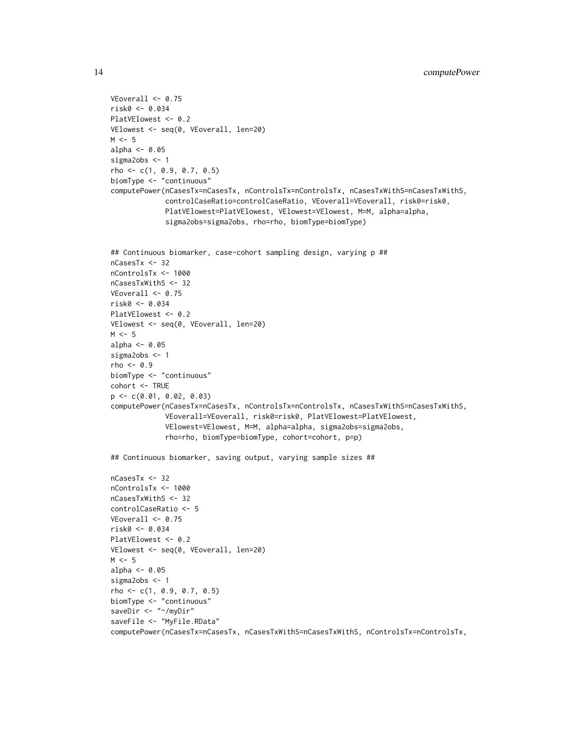```
VEoverall <- 0.75
risk0 <- 0.034
PlatVElowest <- 0.2
VElowest <- seq(0, VEoverall, len=20)
M <- 5
alpha <- 0.05
sigma2obs <- 1
rho <- c(1, 0.9, 0.7, 0.5)
biomType <- "continuous"
computePower(nCasesTx=nCasesTx, nControlsTx=nControlsTx, nCasesTxWithS=nCasesTxWithS,
             controlCaseRatio=controlCaseRatio, VEoverall=VEoverall, risk0=risk0,
             PlatVElowest=PlatVElowest, VElowest=VElowest, M=M, alpha=alpha,
             sigma2obs=sigma2obs, rho=rho, biomType=biomType)


## Continuous biomarker, case-cohort sampling design, varying p ##
nCasesTx <- 32
nControlsTx <- 1000
nCasesTxWithS <- 32
VEoverall <- 0.75
risk0 <- 0.034
PlatVElowest <- 0.2
VElowest <- seq(0, VEoverall, len=20)
M <- 5
alpha <- 0.05
sigma2obs <- 1
rho <- 0.9
biomType <- "continuous"
cohort <- TRUE
p <- c(0.01, 0.02, 0.03)
computePower(nCasesTx=nCasesTx, nControlsTx=nControlsTx, nCasesTxWithS=nCasesTxWithS,
             VEoverall=VEoverall, risk0=risk0, PlatVElowest=PlatVElowest,
             VElowest=VElowest, M=M, alpha=alpha, sigma2obs=sigma2obs,
             rho=rho, biomType=biomType, cohort=cohort, p=p)

## Continuous biomarker, saving output, varying sample sizes ##

nCasesTx <- 32
nControlsTx <- 1000
nCasesTxWithS <- 32
controlCaseRatio <- 5
VEoverall <- 0.75
risk0 <- 0.034
PlatVElowest <- 0.2
VElowest <- seq(0, VEoverall, len=20)
M <- 5
alpha <- 0.05
sigma2obs <- 1
rho <- c(1, 0.9, 0.7, 0.5)
biomType <- "continuous"
saveDir <- "~/myDir"
saveFile <- "MyFile.RData"
computePower(nCasesTx=nCasesTx, nCasesTxWithS=nCasesTxWithS, nControlsTx=nControlsTx,
```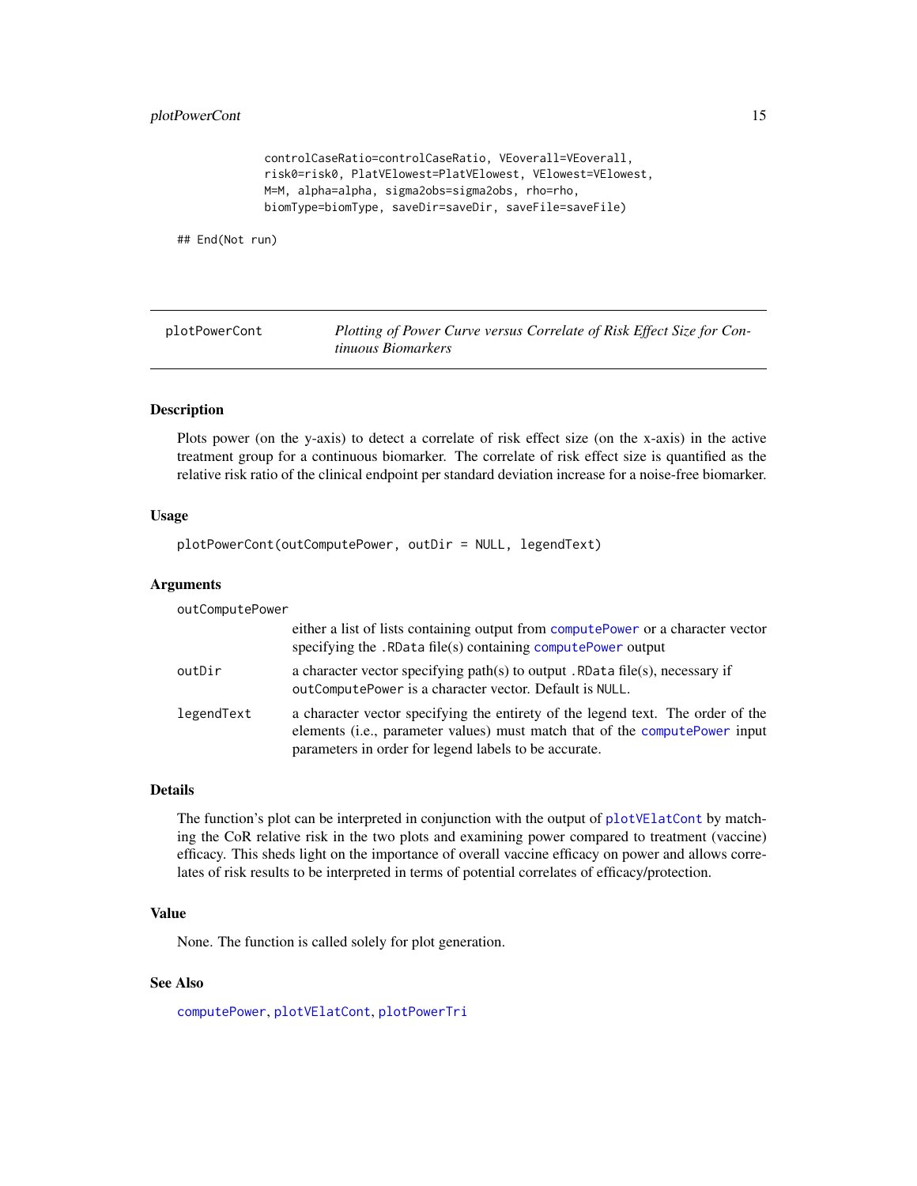```
            controlCaseRatio=controlCaseRatio, VEoverall=VEoverall,
            risk0=risk0, PlatVElowest=PlatVElowest, VElowest=VElowest,
            M=M, alpha=alpha, sigma2obs=sigma2obs, rho=rho,
            biomType=biomType, saveDir=saveDir, saveFile=saveFile)

## End(Not run)
```

---

## plotPowerCont — *Plotting of Power Curve versus Correlate of Risk Effect Size for Continuous Biomarkers*

---

### Description

Plots power (on the y-axis) to detect a correlate of risk effect size (on the x-axis) in the active treatment group for a continuous biomarker. The correlate of risk effect size is quantified as the relative risk ratio of the clinical endpoint per standard deviation increase for a noise-free biomarker.

### Usage

```
plotPowerCont(outComputePower, outDir = NULL, legendText)
```

### Arguments

| | |
|---|---|
| `outComputePower` | either a list of lists containing output from `computePower` or a character vector specifying the `.RData` file(s) containing `computePower` output |
| `outDir` | a character vector specifying path(s) to output `.RData` file(s), necessary if `outComputePower` is a character vector. Default is `NULL`. |
| `legendText` | a character vector specifying the entirety of the legend text. The order of the elements (i.e., parameter values) must match that of the `computePower` input parameters in order for legend labels to be accurate. |

### Details

The function's plot can be interpreted in conjunction with the output of `plotVElatCont` by matching the CoR relative risk in the two plots and examining power compared to treatment (vaccine) efficacy. This sheds light on the importance of overall vaccine efficacy on power and allows correlates of risk results to be interpreted in terms of potential correlates of efficacy/protection.

### Value

None. The function is called solely for plot generation.

### See Also

`computePower`, `plotVElatCont`, `plotPowerTri`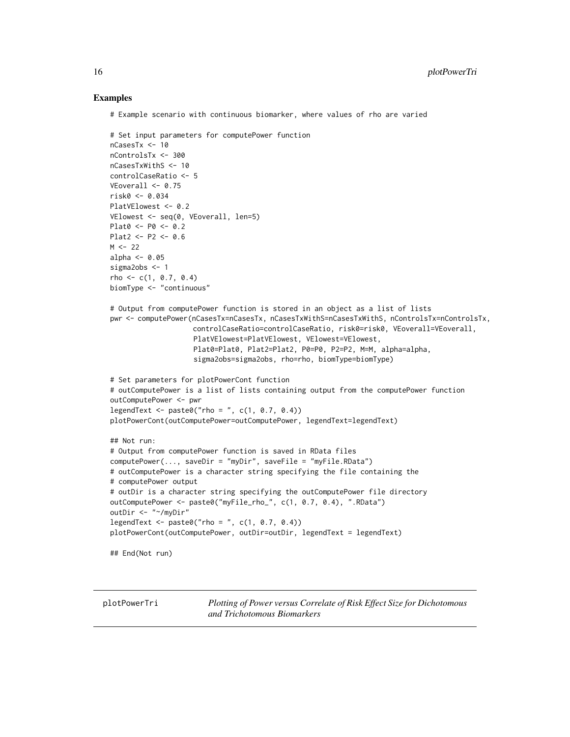## Examples

```
# Example scenario with continuous biomarker, where values of rho are varied

# Set input parameters for computePower function
nCasesTx <- 10
nControlsTx <- 300
nCasesTxWithS <- 10
controlCaseRatio <- 5
VEoverall <- 0.75
risk0 <- 0.034
PlatVElowest <- 0.2
VElowest <- seq(0, VEoverall, len=5)
Plat0 <- P0 <- 0.2
Plat2 <- P2 <- 0.6
M <- 22
alpha <- 0.05
sigma2obs <- 1
rho <- c(1, 0.7, 0.4)
biomType <- "continuous"

# Output from computePower function is stored in an object as a list of lists
pwr <- computePower(nCasesTx=nCasesTx, nCasesTxWithS=nCasesTxWithS, nControlsTx=nControlsTx,
                    controlCaseRatio=controlCaseRatio, risk0=risk0, VEoverall=VEoverall,
                    PlatVElowest=PlatVElowest, VElowest=VElowest,
                    Plat0=Plat0, Plat2=Plat2, P0=P0, P2=P2, M=M, alpha=alpha,
                    sigma2obs=sigma2obs, rho=rho, biomType=biomType)

# Set parameters for plotPowerCont function
# outComputePower is a list of lists containing output from the computePower function
outComputePower <- pwr
legendText <- paste0("rho = ", c(1, 0.7, 0.4))
plotPowerCont(outComputePower=outComputePower, legendText=legendText)

## Not run:
# Output from computePower function is saved in RData files
computePower(..., saveDir = "myDir", saveFile = "myFile.RData")
# outComputePower is a character string specifying the file containing the
# computePower output
# outDir is a character string specifying the outComputePower file directory
outComputePower <- paste0("myFile_rho_", c(1, 0.7, 0.4), ".RData")
outDir <- "~/myDir"
legendText <- paste0("rho = ", c(1, 0.7, 0.4))
plotPowerCont(outComputePower, outDir=outDir, legendText = legendText)

## End(Not run)
```

---

plotPowerTri *Plotting of Power versus Correlate of Risk Effect Size for Dichotomous and Trichotomous Biomarkers*

---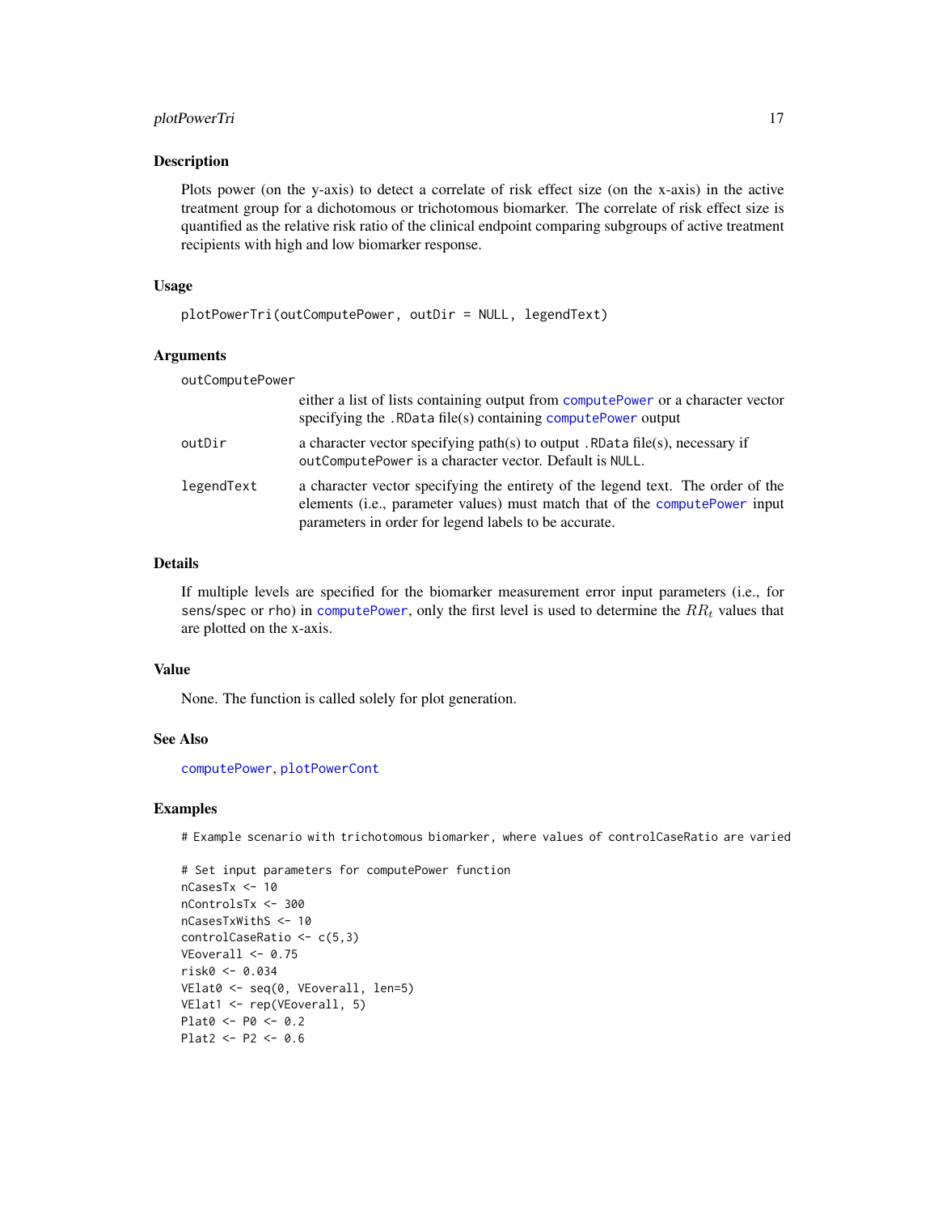## Description

Plots power (on the y-axis) to detect a correlate of risk effect size (on the x-axis) in the active treatment group for a dichotomous or trichotomous biomarker. The correlate of risk effect size is quantified as the relative risk ratio of the clinical endpoint comparing subgroups of active treatment recipients with high and low biomarker response.

## Usage

```
plotPowerTri(outComputePower, outDir = NULL, legendText)
```

## Arguments

| | |
|---|---|
| `outComputePower` | either a list of lists containing output from `computePower` or a character vector specifying the `.RData` file(s) containing `computePower` output |
| `outDir` | a character vector specifying path(s) to output `.RData` file(s), necessary if `outComputePower` is a character vector. Default is `NULL`. |
| `legendText` | a character vector specifying the entirety of the legend text. The order of the elements (i.e., parameter values) must match that of the `computePower` input parameters in order for legend labels to be accurate. |

## Details

If multiple levels are specified for the biomarker measurement error input parameters (i.e., for `sens/spec` or `rho`) in `computePower`, only the first level is used to determine the $RR_t$ values that are plotted on the x-axis.

## Value

None. The function is called solely for plot generation.

## See Also

`computePower`, `plotPowerCont`

## Examples

```
# Example scenario with trichotomous biomarker, where values of controlCaseRatio are varied

# Set input parameters for computePower function
nCasesTx <- 10
nControlsTx <- 300
nCasesTxWithS <- 10
controlCaseRatio <- c(5,3)
VEoverall <- 0.75
risk0 <- 0.034
VElat0 <- seq(0, VEoverall, len=5)
VElat1 <- rep(VEoverall, 5)
Plat0 <- P0 <- 0.2
Plat2 <- P2 <- 0.6
```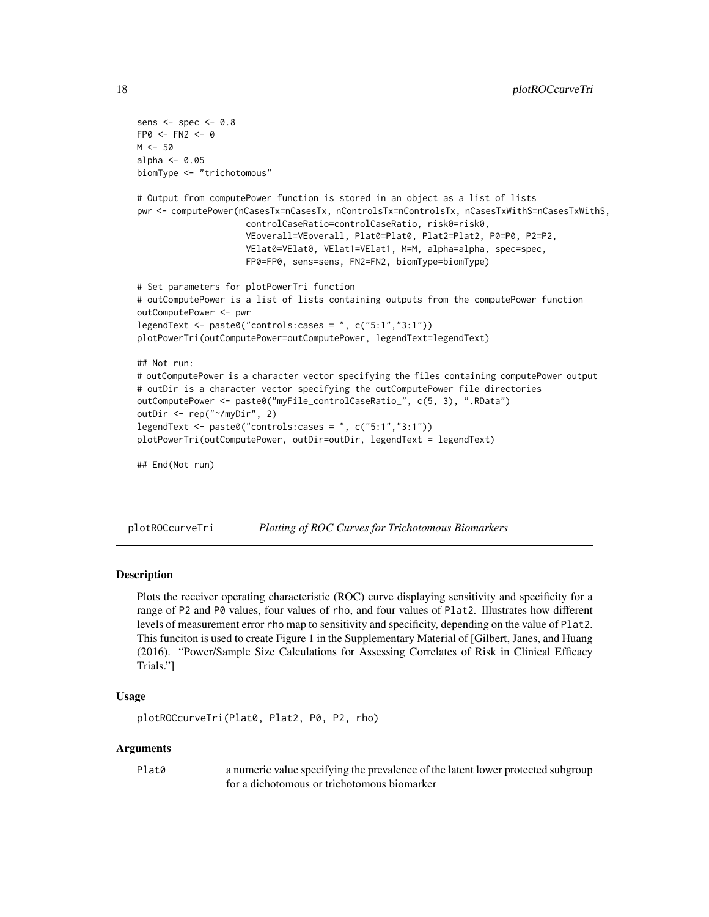```
sens <- spec <- 0.8
FP0 <- FN2 <- 0
M <- 50
alpha <- 0.05
biomType <- "trichotomous"

# Output from computePower function is stored in an object as a list of lists
pwr <- computePower(nCasesTx=nCasesTx, nControlsTx=nControlsTx, nCasesTxWithS=nCasesTxWithS,
                    controlCaseRatio=controlCaseRatio, risk0=risk0,
                    VEoverall=VEoverall, Plat0=Plat0, Plat2=Plat2, P0=P0, P2=P2,
                    VElat0=VElat0, VElat1=VElat1, M=M, alpha=alpha, spec=spec,
                    FP0=FP0, sens=sens, FN2=FN2, biomType=biomType)

# Set parameters for plotPowerTri function
# outComputePower is a list of lists containing outputs from the computePower function
outComputePower <- pwr
legendText <- paste0("controls:cases = ", c("5:1","3:1"))
plotPowerTri(outComputePower=outComputePower, legendText=legendText)

## Not run:
# outComputePower is a character vector specifying the files containing computePower output
# outDir is a character vector specifying the outComputePower file directories
outComputePower <- paste0("myFile_controlCaseRatio_", c(5, 3), ".RData")
outDir <- rep("~/myDir", 2)
legendText <- paste0("controls:cases = ", c("5:1","3:1"))
plotPowerTri(outComputePower, outDir=outDir, legendText = legendText)

## End(Not run)
```

---

## plotROCcurveTri — *Plotting of ROC Curves for Trichotomous Biomarkers*

### Description

Plots the receiver operating characteristic (ROC) curve displaying sensitivity and specificity for a range of `P2` and `P0` values, four values of `rho`, and four values of `Plat2`. Illustrates how different levels of measurement error `rho` map to sensitivity and specificity, depending on the value of `Plat2`. This funciton is used to create Figure 1 in the Supplementary Material of [Gilbert, Janes, and Huang (2016). "Power/Sample Size Calculations for Assessing Correlates of Risk in Clinical Efficacy Trials."]

### Usage

```
plotROCcurveTri(Plat0, Plat2, P0, P2, rho)
```

### Arguments

`Plat0` — a numeric value specifying the prevalence of the latent lower protected subgroup for a dichotomous or trichotomous biomarker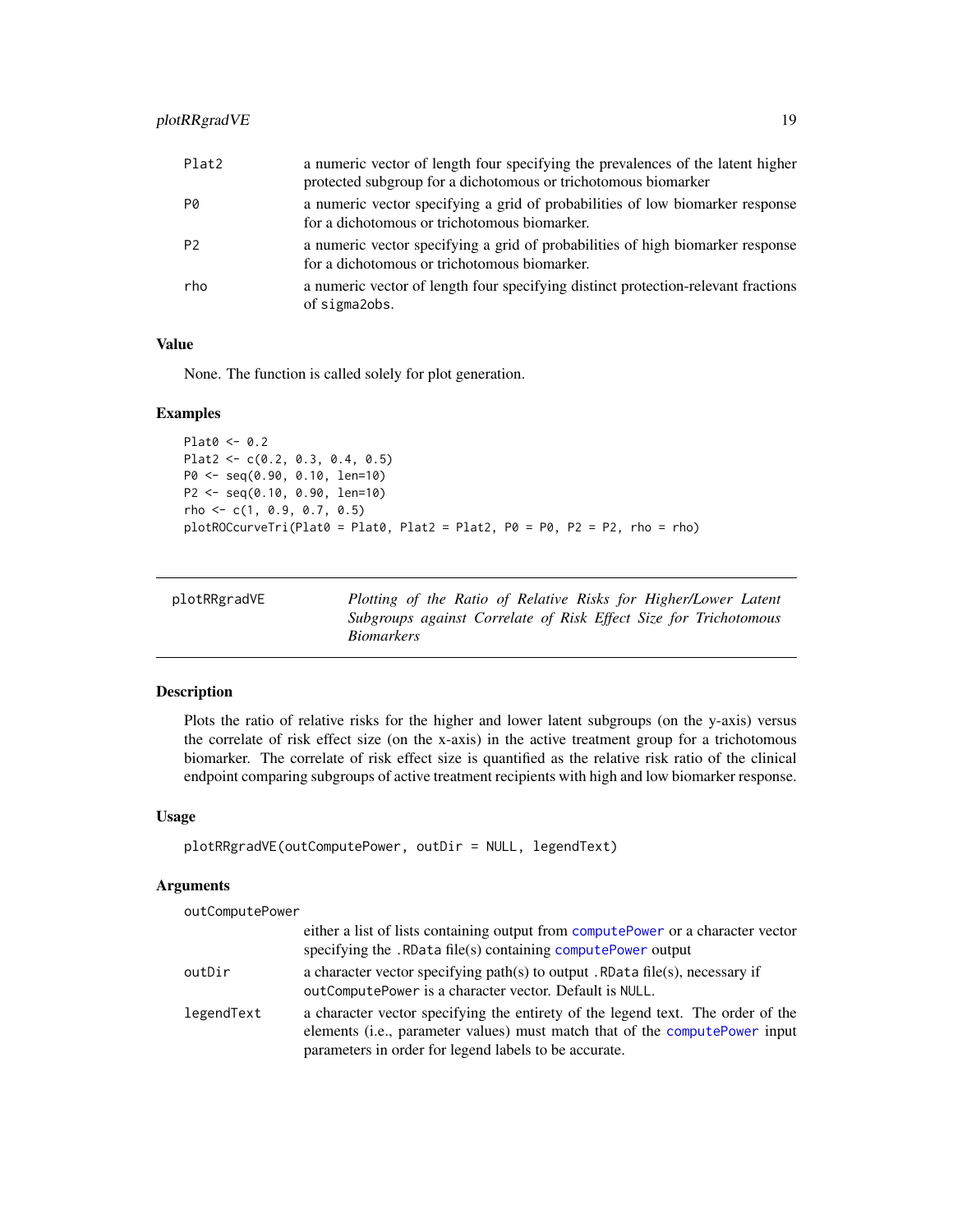| | |
|---|---|
| Plat2 | a numeric vector of length four specifying the prevalences of the latent higher protected subgroup for a dichotomous or trichotomous biomarker |
| P0 | a numeric vector specifying a grid of probabilities of low biomarker response for a dichotomous or trichotomous biomarker. |
| P2 | a numeric vector specifying a grid of probabilities of high biomarker response for a dichotomous or trichotomous biomarker. |
| rho | a numeric vector of length four specifying distinct protection-relevant fractions of sigma2obs. |

### Value

None. The function is called solely for plot generation.

### Examples

```
Plat0 <- 0.2
Plat2 <- c(0.2, 0.3, 0.4, 0.5)
P0 <- seq(0.90, 0.10, len=10)
P2 <- seq(0.10, 0.90, len=10)
rho <- c(1, 0.9, 0.7, 0.5)
plotROCcurveTri(Plat0 = Plat0, Plat2 = Plat2, P0 = P0, P2 = P2, rho = rho)
```

---

## plotRRgradVE — *Plotting of the Ratio of Relative Risks for Higher/Lower Latent Subgroups against Correlate of Risk Effect Size for Trichotomous Biomarkers*

### Description

Plots the ratio of relative risks for the higher and lower latent subgroups (on the y-axis) versus the correlate of risk effect size (on the x-axis) in the active treatment group for a trichotomous biomarker. The correlate of risk effect size is quantified as the relative risk ratio of the clinical endpoint comparing subgroups of active treatment recipients with high and low biomarker response.

### Usage

```
plotRRgradVE(outComputePower, outDir = NULL, legendText)
```

### Arguments

| | |
|---|---|
| outComputePower | either a list of lists containing output from computePower or a character vector specifying the .RData file(s) containing computePower output |
| outDir | a character vector specifying path(s) to output .RData file(s), necessary if outComputePower is a character vector. Default is NULL. |
| legendText | a character vector specifying the entirety of the legend text. The order of the elements (i.e., parameter values) must match that of the computePower input parameters in order for legend labels to be accurate. |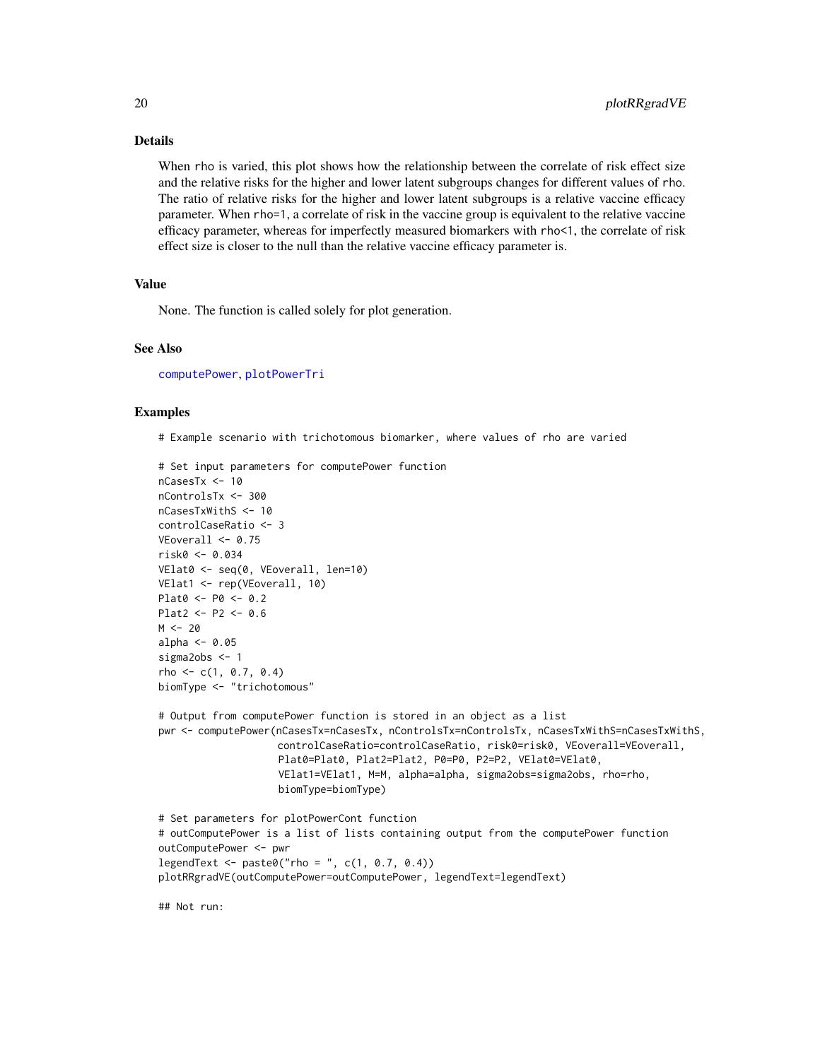### Details

When rho is varied, this plot shows how the relationship between the correlate of risk effect size and the relative risks for the higher and lower latent subgroups changes for different values of rho. The ratio of relative risks for the higher and lower latent subgroups is a relative vaccine efficacy parameter. When rho=1, a correlate of risk in the vaccine group is equivalent to the relative vaccine efficacy parameter, whereas for imperfectly measured biomarkers with rho<1, the correlate of risk effect size is closer to the null than the relative vaccine efficacy parameter is.

### Value

None. The function is called solely for plot generation.

### See Also

computePower, plotPowerTri

### Examples

```
# Example scenario with trichotomous biomarker, where values of rho are varied

# Set input parameters for computePower function
nCasesTx <- 10
nControlsTx <- 300
nCasesTxWithS <- 10
controlCaseRatio <- 3
VEoverall <- 0.75
risk0 <- 0.034
VElat0 <- seq(0, VEoverall, len=10)
VElat1 <- rep(VEoverall, 10)
Plat0 <- P0 <- 0.2
Plat2 <- P2 <- 0.6
M <- 20
alpha <- 0.05
sigma2obs <- 1
rho <- c(1, 0.7, 0.4)
biomType <- "trichotomous"

# Output from computePower function is stored in an object as a list
pwr <- computePower(nCasesTx=nCasesTx, nControlsTx=nControlsTx, nCasesTxWithS=nCasesTxWithS,
                    controlCaseRatio=controlCaseRatio, risk0=risk0, VEoverall=VEoverall,
                    Plat0=Plat0, Plat2=Plat2, P0=P0, P2=P2, VElat0=VElat0,
                    VElat1=VElat1, M=M, alpha=alpha, sigma2obs=sigma2obs, rho=rho,
                    biomType=biomType)

# Set parameters for plotPowerCont function
# outComputePower is a list of lists containing output from the computePower function
outComputePower <- pwr
legendText <- paste0("rho = ", c(1, 0.7, 0.4))
plotRRgradVE(outComputePower=outComputePower, legendText=legendText)

## Not run:
```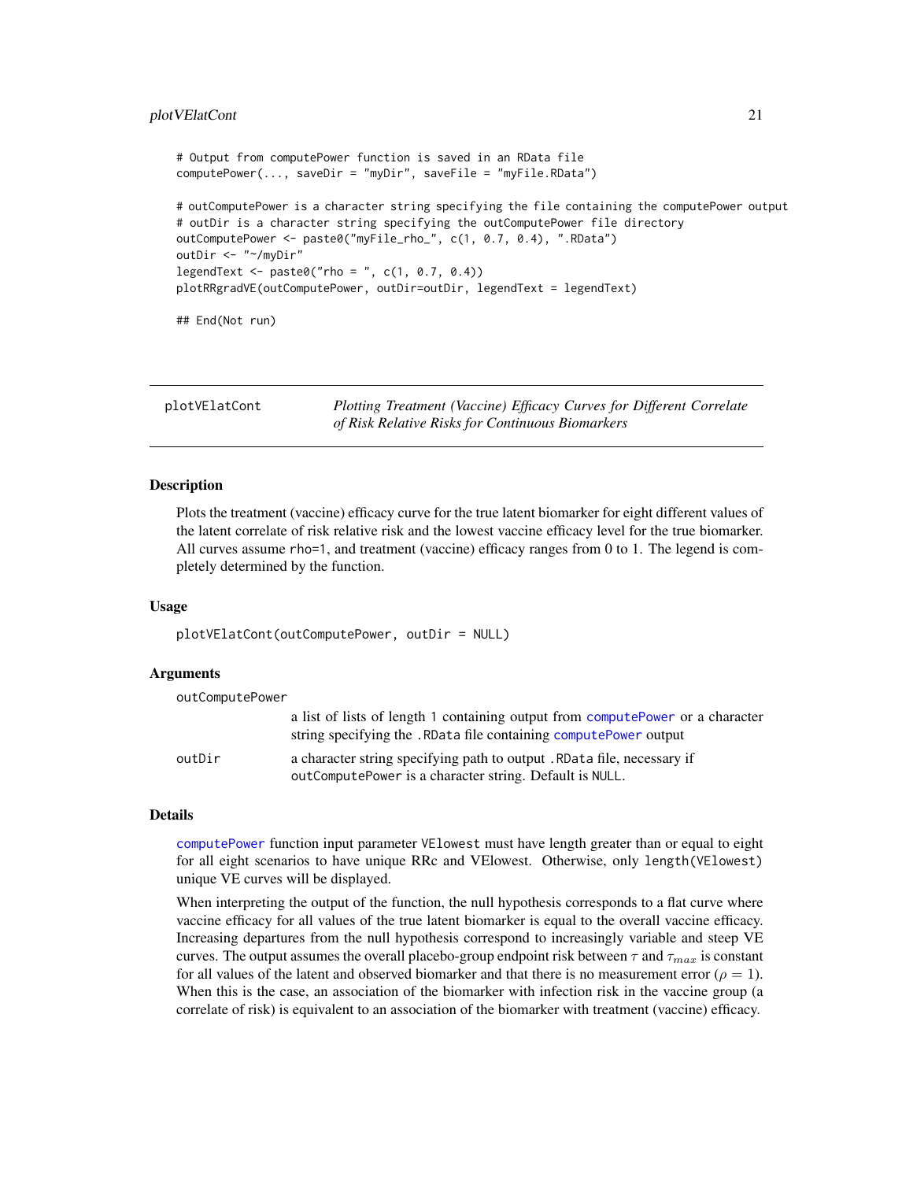```
# Output from computePower function is saved in an RData file
computePower(..., saveDir = "myDir", saveFile = "myFile.RData")

# outComputePower is a character string specifying the file containing the computePower output
# outDir is a character string specifying the outComputePower file directory
outComputePower <- paste0("myFile_rho_", c(1, 0.7, 0.4), ".RData")
outDir <- "~/myDir"
legendText <- paste0("rho = ", c(1, 0.7, 0.4))
plotRRgradVE(outComputePower, outDir=outDir, legendText = legendText)

## End(Not run)
```

---

## plotVElatCont — *Plotting Treatment (Vaccine) Efficacy Curves for Different Correlate of Risk Relative Risks for Continuous Biomarkers*

---

### Description

Plots the treatment (vaccine) efficacy curve for the true latent biomarker for eight different values of the latent correlate of risk relative risk and the lowest vaccine efficacy level for the true biomarker. All curves assume `rho=1`, and treatment (vaccine) efficacy ranges from 0 to 1. The legend is completely determined by the function.

### Usage

```
plotVElatCont(outComputePower, outDir = NULL)
```

### Arguments

| | |
|---|---|
| `outComputePower` | a list of lists of length 1 containing output from `computePower` or a character string specifying the `.RData` file containing `computePower` output |
| `outDir` | a character string specifying path to output `.RData` file, necessary if `outComputePower` is a character string. Default is `NULL`. |

### Details

`computePower` function input parameter `VElowest` must have length greater than or equal to eight for all eight scenarios to have unique RRc and VElowest. Otherwise, only `length(VElowest)` unique VE curves will be displayed.

When interpreting the output of the function, the null hypothesis corresponds to a flat curve where vaccine efficacy for all values of the true latent biomarker is equal to the overall vaccine efficacy. Increasing departures from the null hypothesis correspond to increasingly variable and steep VE curves. The output assumes the overall placebo-group endpoint risk between $\tau$ and $\tau_{max}$ is constant for all values of the latent and observed biomarker and that there is no measurement error ($\rho = 1$). When this is the case, an association of the biomarker with infection risk in the vaccine group (a correlate of risk) is equivalent to an association of the biomarker with treatment (vaccine) efficacy.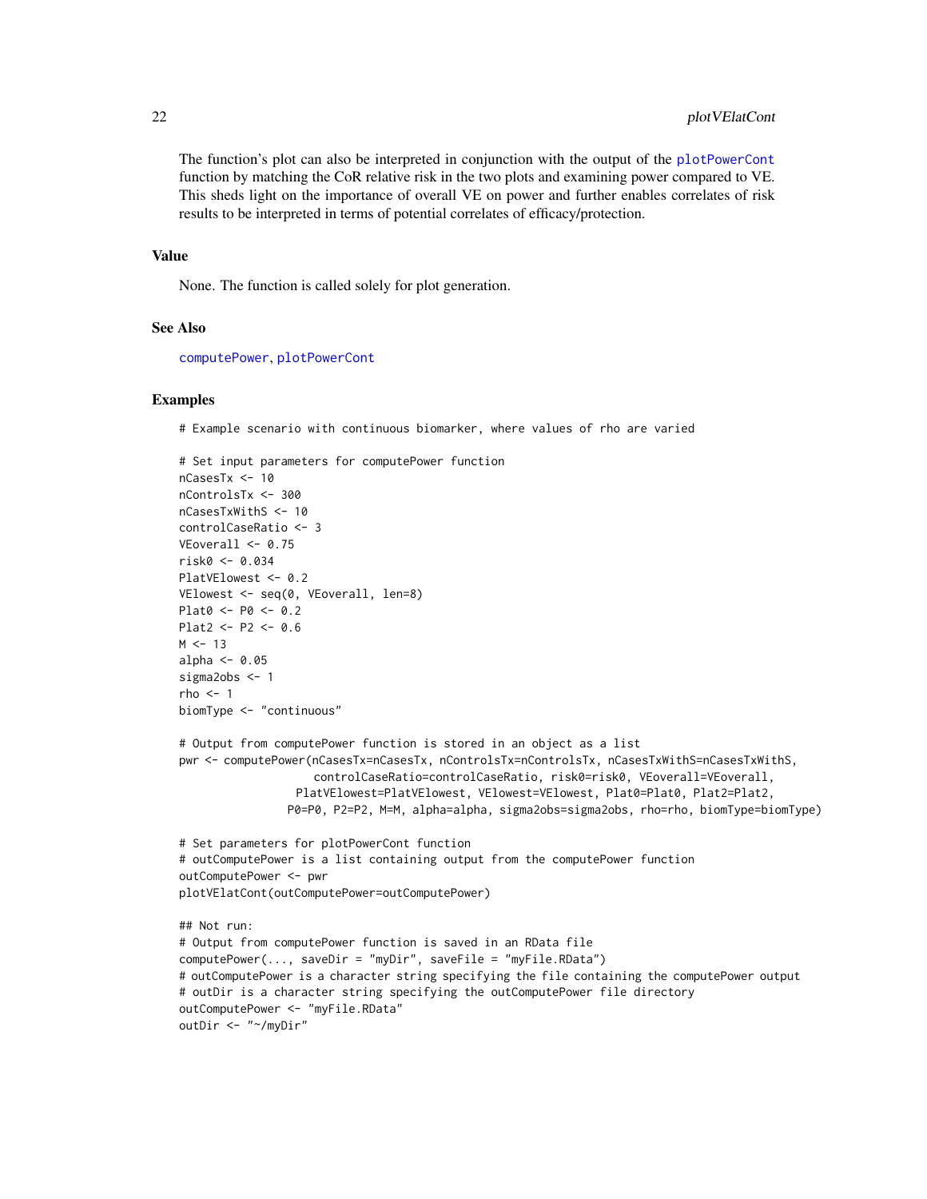The function's plot can also be interpreted in conjunction with the output of the plotPowerCont function by matching the CoR relative risk in the two plots and examining power compared to VE. This sheds light on the importance of overall VE on power and further enables correlates of risk results to be interpreted in terms of potential correlates of efficacy/protection.

## Value

None. The function is called solely for plot generation.

## See Also

computePower, plotPowerCont

## Examples

```
# Example scenario with continuous biomarker, where values of rho are varied

# Set input parameters for computePower function
nCasesTx <- 10
nControlsTx <- 300
nCasesTxWithS <- 10
controlCaseRatio <- 3
VEoverall <- 0.75
risk0 <- 0.034
PlatVElowest <- 0.2
VElowest <- seq(0, VEoverall, len=8)
Plat0 <- P0 <- 0.2
Plat2 <- P2 <- 0.6
M <- 13
alpha <- 0.05
sigma2obs <- 1
rho <- 1
biomType <- "continuous"

# Output from computePower function is stored in an object as a list
pwr <- computePower(nCasesTx=nCasesTx, nControlsTx=nControlsTx, nCasesTxWithS=nCasesTxWithS,
                    controlCaseRatio=controlCaseRatio, risk0=risk0, VEoverall=VEoverall,
                 PlatVElowest=PlatVElowest, VElowest=VElowest, Plat0=Plat0, Plat2=Plat2,
               P0=P0, P2=P2, M=M, alpha=alpha, sigma2obs=sigma2obs, rho=rho, biomType=biomType)

# Set parameters for plotPowerCont function
# outComputePower is a list containing output from the computePower function
outComputePower <- pwr
plotVElatCont(outComputePower=outComputePower)

## Not run:
# Output from computePower function is saved in an RData file
computePower(..., saveDir = "myDir", saveFile = "myFile.RData")
# outComputePower is a character string specifying the file containing the computePower output
# outDir is a character string specifying the outComputePower file directory
outComputePower <- "myFile.RData"
outDir <- "~/myDir"
```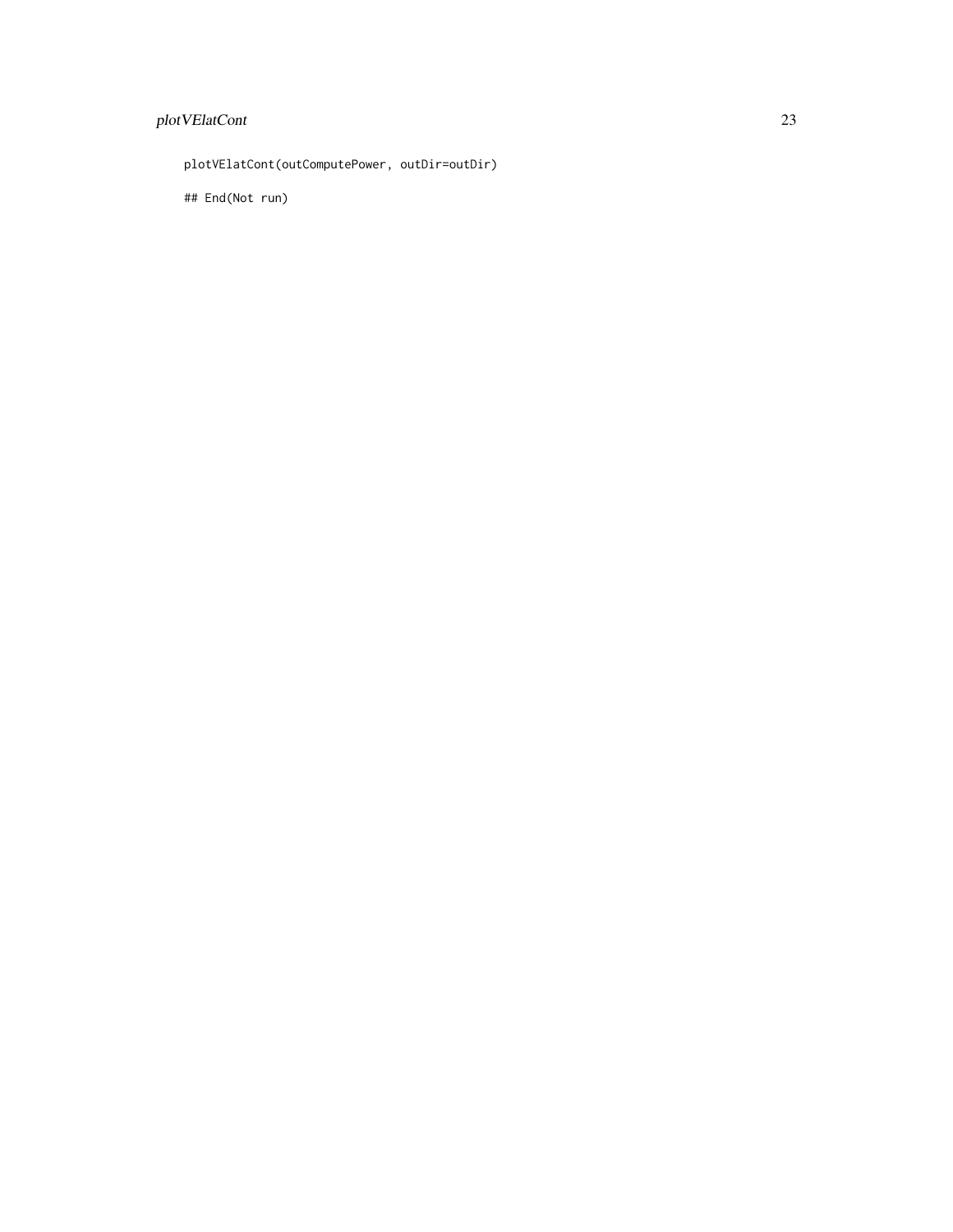```
plotVElatCont(outComputePower, outDir=outDir)

## End(Not run)
```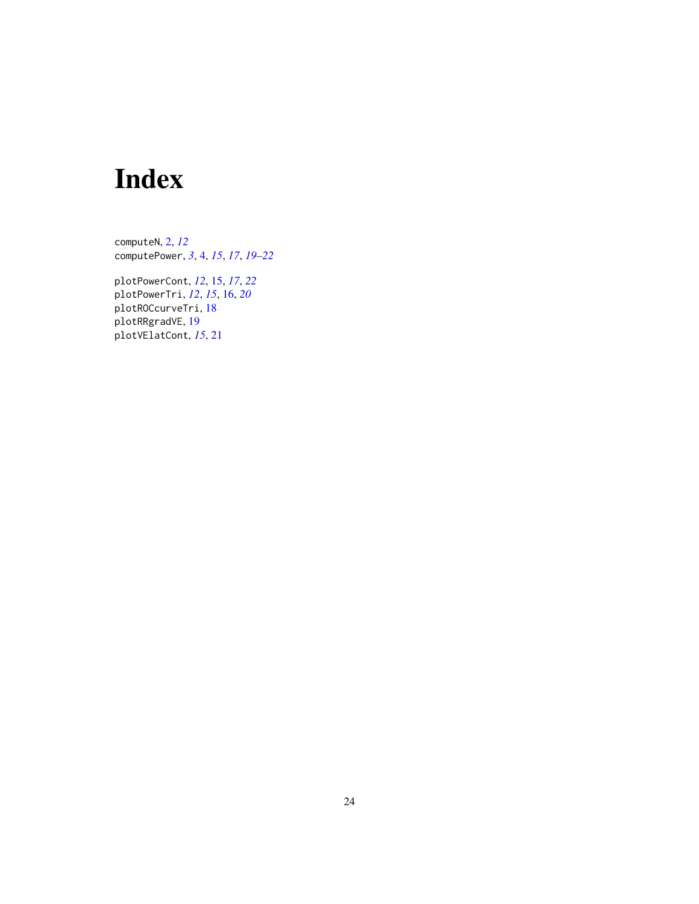# Index

computeN, 2, *12*
computePower, *3*, 4, *15*, *17*, *19–22*

plotPowerCont, *12*, 15, *17*, *22*
plotPowerTri, *12*, *15*, 16, *20*
plotROCcurveTri, 18
plotRRgradVE, 19
plotVElatCont, *15*, 21